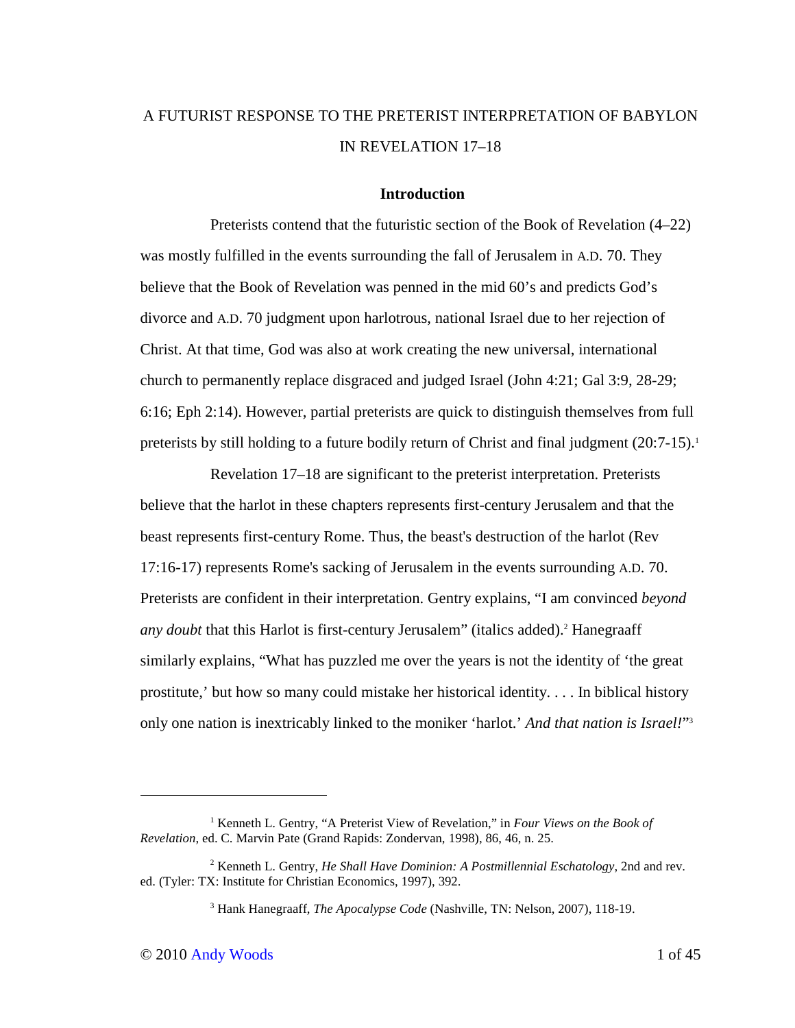# A FUTURIST RESPONSE TO THE PRETERIST INTERPRETATION OF BABYLON IN REVELATION 17–18

## Introduction

Preterists contend that the futuristic section of the Book of Revelation (4–22) was mostly fulfilled in the events surrounding the fall of Jerusalem in A.D. 70. They believe that the Book of Revelation was penned in the mid 60's and predicts God's divorce and A.D. 70 judgment upon harlotrous, national Israel due to her rejection of Christ. At that time, God was also at work creating the new universal, international church to permanently replace disgraced and judged Israel (John 4:21; Gal 3:9, 28-29; 6:16; Eph 2:14). However, partial preterists are quick to distinguish themselves from full preterists by still holding to a future bodily return of Christ and final judgment (20:7-15).[1]

Revelation 17–18 are significant to the preterist interpretation. Preterists believe that the harlot in these chapters represents first-century Jerusalem and that the beast represents first-century Rome. Thus, the beast's destruction of the harlot (Rev 17:16-17) represents Rome's sacking of Jerusalem in the events surrounding A.D. 70. Preterists are confident in their interpretation. Gentry explains, "I am convinced *beyond any doubt* that this Harlot is first-century Jerusalem" (italics added).[2] Hanegraaff similarly explains, "What has puzzled me over the years is not the identity of 'the great prostitute,' but how so many could mistake her historical identity. . . . In biblical history only one nation is inextricably linked to the moniker 'harlot.' *And that nation is Israel!*"[3]

---

[1] Kenneth L. Gentry, "A Preterist View of Revelation," in *Four Views on the Book of Revelation*, ed. C. Marvin Pate (Grand Rapids: Zondervan, 1998), 86, 46, n. 25.

[2] Kenneth L. Gentry, *He Shall Have Dominion: A Postmillennial Eschatology*, 2nd and rev. ed. (Tyler: TX: Institute for Christian Economics, 1997), 392.

[3] Hank Hanegraaff, *The Apocalypse Code* (Nashville, TN: Nelson, 2007), 118-19.

© 2010 Andy Woods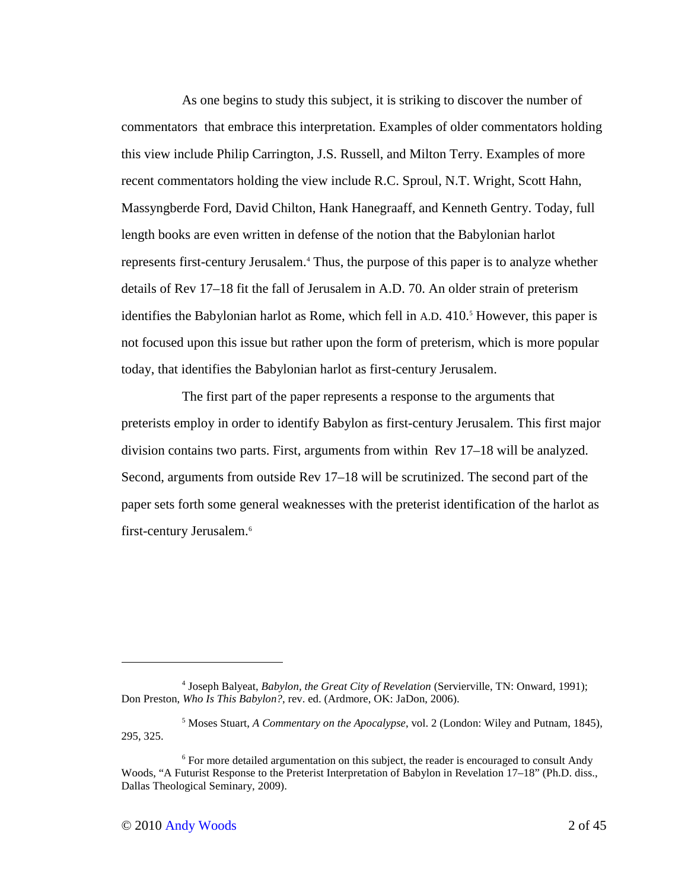As one begins to study this subject, it is striking to discover the number of commentators that embrace this interpretation. Examples of older commentators holding this view include Philip Carrington, J.S. Russell, and Milton Terry. Examples of more recent commentators holding the view include R.C. Sproul, N.T. Wright, Scott Hahn, Massyngberde Ford, David Chilton, Hank Hanegraaff, and Kenneth Gentry. Today, full length books are even written in defense of the notion that the Babylonian harlot represents first-century Jerusalem.[4] Thus, the purpose of this paper is to analyze whether details of Rev 17–18 fit the fall of Jerusalem in A.D. 70. An older strain of preterism identifies the Babylonian harlot as Rome, which fell in A.D. 410.[5] However, this paper is not focused upon this issue but rather upon the form of preterism, which is more popular today, that identifies the Babylonian harlot as first-century Jerusalem.

The first part of the paper represents a response to the arguments that preterists employ in order to identify Babylon as first-century Jerusalem. This first major division contains two parts. First, arguments from within Rev 17–18 will be analyzed. Second, arguments from outside Rev 17–18 will be scrutinized. The second part of the paper sets forth some general weaknesses with the preterist identification of the harlot as first-century Jerusalem.[6]

---

[4] Joseph Balyeat, *Babylon, the Great City of Revelation* (Servierville, TN: Onward, 1991); Don Preston, *Who Is This Babylon?*, rev. ed. (Ardmore, OK: JaDon, 2006).

[5] Moses Stuart, *A Commentary on the Apocalypse*, vol. 2 (London: Wiley and Putnam, 1845), 295, 325.

[6] For more detailed argumentation on this subject, the reader is encouraged to consult Andy Woods, "A Futurist Response to the Preterist Interpretation of Babylon in Revelation 17–18" (Ph.D. diss., Dallas Theological Seminary, 2009).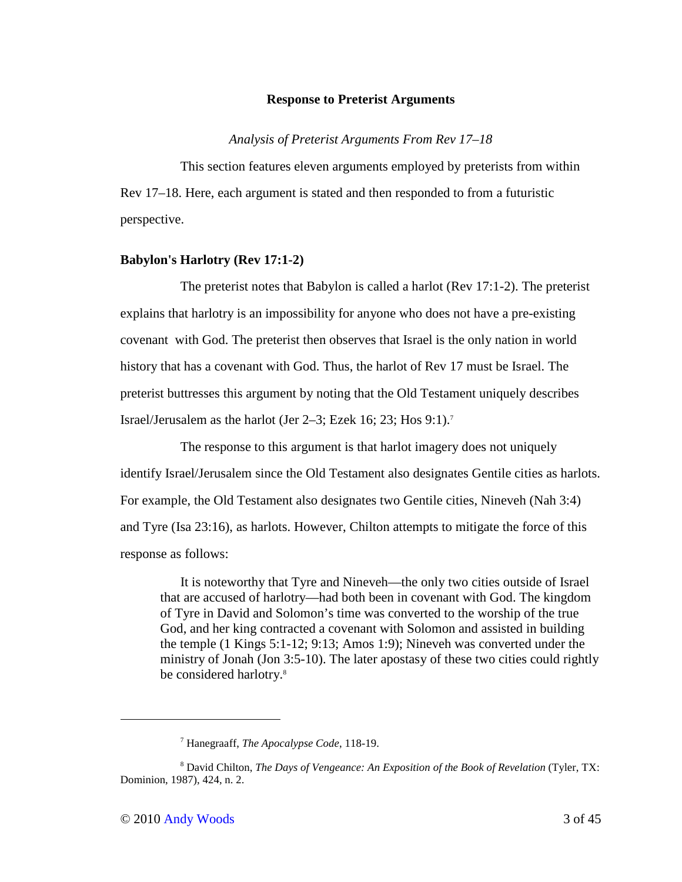## Response to Preterist Arguments

### *Analysis of Preterist Arguments From Rev 17–18*

This section features eleven arguments employed by preterists from within Rev 17–18. Here, each argument is stated and then responded to from a futuristic perspective.

**Babylon's Harlotry (Rev 17:1-2)**

The preterist notes that Babylon is called a harlot (Rev 17:1-2). The preterist explains that harlotry is an impossibility for anyone who does not have a pre-existing covenant with God. The preterist then observes that Israel is the only nation in world history that has a covenant with God. Thus, the harlot of Rev 17 must be Israel. The preterist buttresses this argument by noting that the Old Testament uniquely describes Israel/Jerusalem as the harlot (Jer 2–3; Ezek 16; 23; Hos 9:1).[7]

The response to this argument is that harlot imagery does not uniquely identify Israel/Jerusalem since the Old Testament also designates Gentile cities as harlots. For example, the Old Testament also designates two Gentile cities, Nineveh (Nah 3:4) and Tyre (Isa 23:16), as harlots. However, Chilton attempts to mitigate the force of this response as follows:

> It is noteworthy that Tyre and Nineveh—the only two cities outside of Israel that are accused of harlotry—had both been in covenant with God. The kingdom of Tyre in David and Solomon's time was converted to the worship of the true God, and her king contracted a covenant with Solomon and assisted in building the temple (1 Kings 5:1-12; 9:13; Amos 1:9); Nineveh was converted under the ministry of Jonah (Jon 3:5-10). The later apostasy of these two cities could rightly be considered harlotry.[8]

---

[7] Hanegraaff, *The Apocalypse Code*, 118-19.

[8] David Chilton, *The Days of Vengeance: An Exposition of the Book of Revelation* (Tyler, TX: Dominion, 1987), 424, n. 2.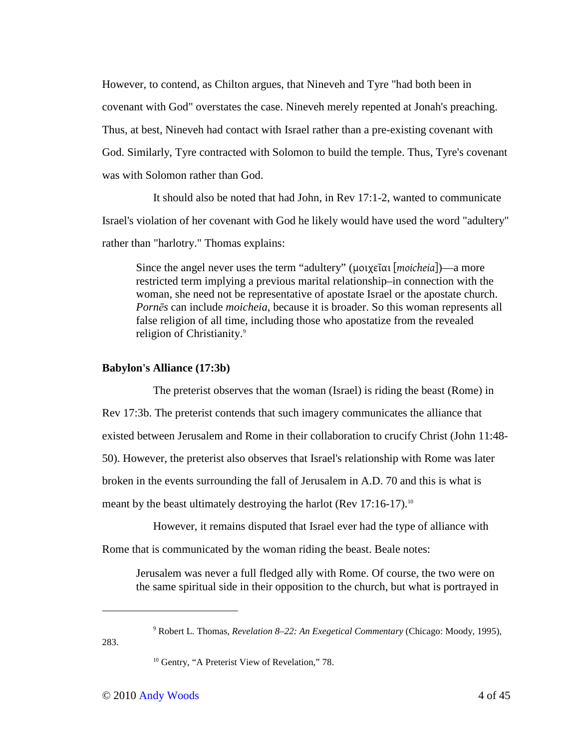However, to contend, as Chilton argues, that Nineveh and Tyre "had both been in covenant with God" overstates the case. Nineveh merely repented at Jonah's preaching. Thus, at best, Nineveh had contact with Israel rather than a pre-existing covenant with God. Similarly, Tyre contracted with Solomon to build the temple. Thus, Tyre's covenant was with Solomon rather than God.

It should also be noted that had John, in Rev 17:1-2, wanted to communicate Israel's violation of her covenant with God he likely would have used the word "adultery" rather than "harlotry." Thomas explains:

> Since the angel never uses the term “adultery” (μοιχεῖαι [*moicheia*])—a more restricted term implying a previous marital relationship–in connection with the woman, she need not be representative of apostate Israel or the apostate church. *Pornēs* can include *moicheia*, because it is broader. So this woman represents all false religion of all time, including those who apostatize from the revealed religion of Christianity.[9]

**Babylon's Alliance (17:3b)**

The preterist observes that the woman (Israel) is riding the beast (Rome) in Rev 17:3b. The preterist contends that such imagery communicates the alliance that existed between Jerusalem and Rome in their collaboration to crucify Christ (John 11:48-50). However, the preterist also observes that Israel's relationship with Rome was later broken in the events surrounding the fall of Jerusalem in A.D. 70 and this is what is meant by the beast ultimately destroying the harlot (Rev 17:16-17).[10]

However, it remains disputed that Israel ever had the type of alliance with Rome that is communicated by the woman riding the beast. Beale notes:

> Jerusalem was never a full fledged ally with Rome. Of course, the two were on the same spiritual side in their opposition to the church, but what is portrayed in

---

[9] Robert L. Thomas, *Revelation 8–22: An Exegetical Commentary* (Chicago: Moody, 1995), 283.

[10] Gentry, “A Preterist View of Revelation,” 78.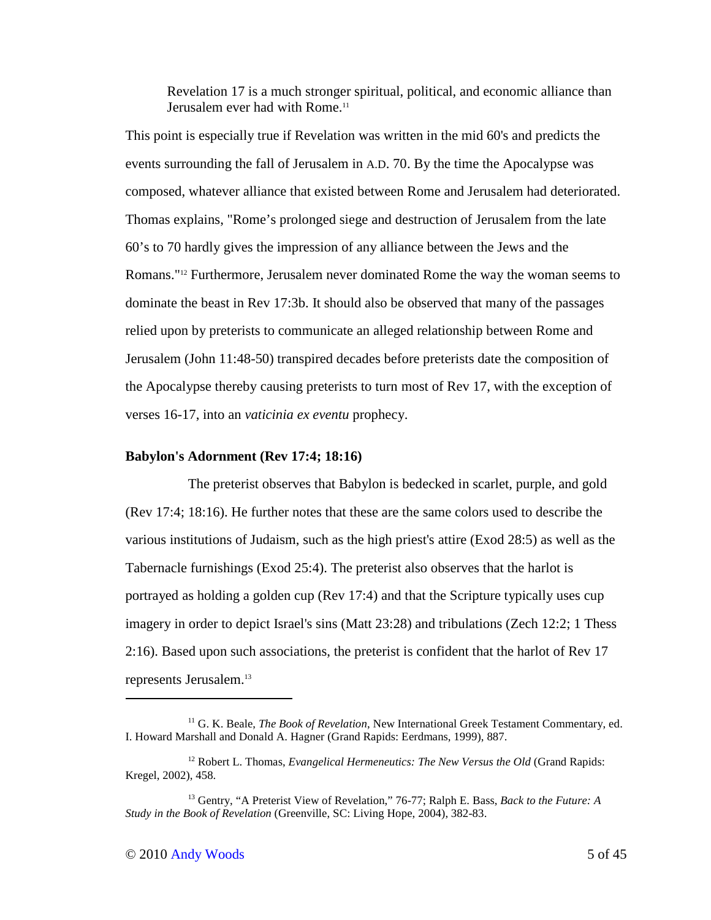> Revelation 17 is a much stronger spiritual, political, and economic alliance than Jerusalem ever had with Rome.[11]

This point is especially true if Revelation was written in the mid 60's and predicts the events surrounding the fall of Jerusalem in A.D. 70. By the time the Apocalypse was composed, whatever alliance that existed between Rome and Jerusalem had deteriorated. Thomas explains, "Rome's prolonged siege and destruction of Jerusalem from the late 60's to 70 hardly gives the impression of any alliance between the Jews and the Romans."[12] Furthermore, Jerusalem never dominated Rome the way the woman seems to dominate the beast in Rev 17:3b. It should also be observed that many of the passages relied upon by preterists to communicate an alleged relationship between Rome and Jerusalem (John 11:48-50) transpired decades before preterists date the composition of the Apocalypse thereby causing preterists to turn most of Rev 17, with the exception of verses 16-17, into an *vaticinia ex eventu* prophecy.

**Babylon's Adornment (Rev 17:4; 18:16)**

The preterist observes that Babylon is bedecked in scarlet, purple, and gold (Rev 17:4; 18:16). He further notes that these are the same colors used to describe the various institutions of Judaism, such as the high priest's attire (Exod 28:5) as well as the Tabernacle furnishings (Exod 25:4). The preterist also observes that the harlot is portrayed as holding a golden cup (Rev 17:4) and that the Scripture typically uses cup imagery in order to depict Israel's sins (Matt 23:28) and tribulations (Zech 12:2; 1 Thess 2:16). Based upon such associations, the preterist is confident that the harlot of Rev 17 represents Jerusalem.[13]

---

[11] G. K. Beale, *The Book of Revelation*, New International Greek Testament Commentary, ed. I. Howard Marshall and Donald A. Hagner (Grand Rapids: Eerdmans, 1999), 887.

[12] Robert L. Thomas, *Evangelical Hermeneutics: The New Versus the Old* (Grand Rapids: Kregel, 2002), 458.

[13] Gentry, "A Preterist View of Revelation," 76-77; Ralph E. Bass, *Back to the Future: A Study in the Book of Revelation* (Greenville, SC: Living Hope, 2004), 382-83.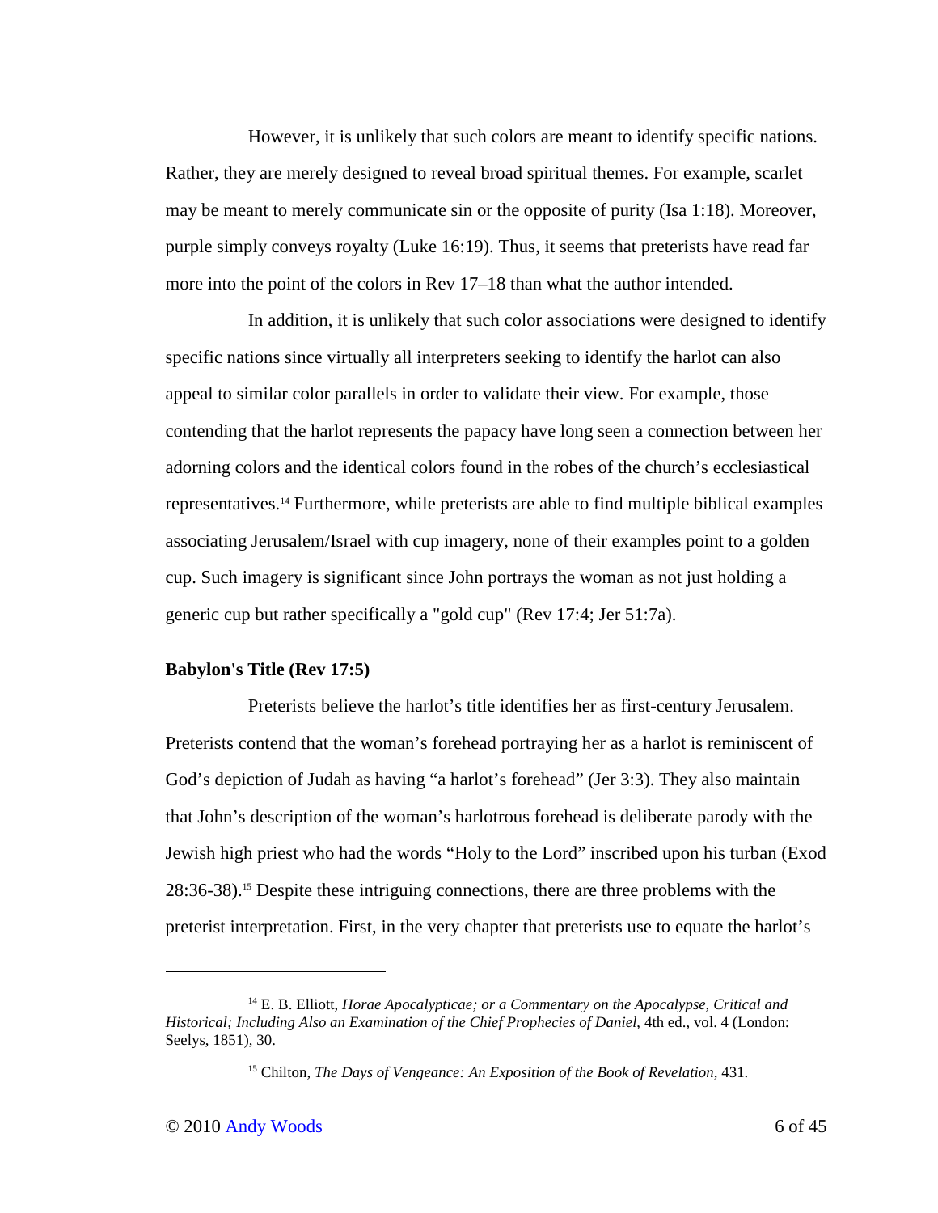However, it is unlikely that such colors are meant to identify specific nations. Rather, they are merely designed to reveal broad spiritual themes. For example, scarlet may be meant to merely communicate sin or the opposite of purity (Isa 1:18). Moreover, purple simply conveys royalty (Luke 16:19). Thus, it seems that preterists have read far more into the point of the colors in Rev 17–18 than what the author intended.

In addition, it is unlikely that such color associations were designed to identify specific nations since virtually all interpreters seeking to identify the harlot can also appeal to similar color parallels in order to validate their view. For example, those contending that the harlot represents the papacy have long seen a connection between her adorning colors and the identical colors found in the robes of the church's ecclesiastical representatives.[14] Furthermore, while preterists are able to find multiple biblical examples associating Jerusalem/Israel with cup imagery, none of their examples point to a golden cup. Such imagery is significant since John portrays the woman as not just holding a generic cup but rather specifically a "gold cup" (Rev 17:4; Jer 51:7a).

**Babylon's Title (Rev 17:5)**

Preterists believe the harlot's title identifies her as first-century Jerusalem. Preterists contend that the woman's forehead portraying her as a harlot is reminiscent of God's depiction of Judah as having "a harlot's forehead" (Jer 3:3). They also maintain that John's description of the woman's harlotrous forehead is deliberate parody with the Jewish high priest who had the words "Holy to the Lord" inscribed upon his turban (Exod 28:36-38).[15] Despite these intriguing connections, there are three problems with the preterist interpretation. First, in the very chapter that preterists use to equate the harlot's

---

[14] E. B. Elliott, *Horae Apocalypticae; or a Commentary on the Apocalypse, Critical and Historical; Including Also an Examination of the Chief Prophecies of Daniel*, 4th ed., vol. 4 (London: Seelys, 1851), 30.

[15] Chilton, *The Days of Vengeance: An Exposition of the Book of Revelation*, 431.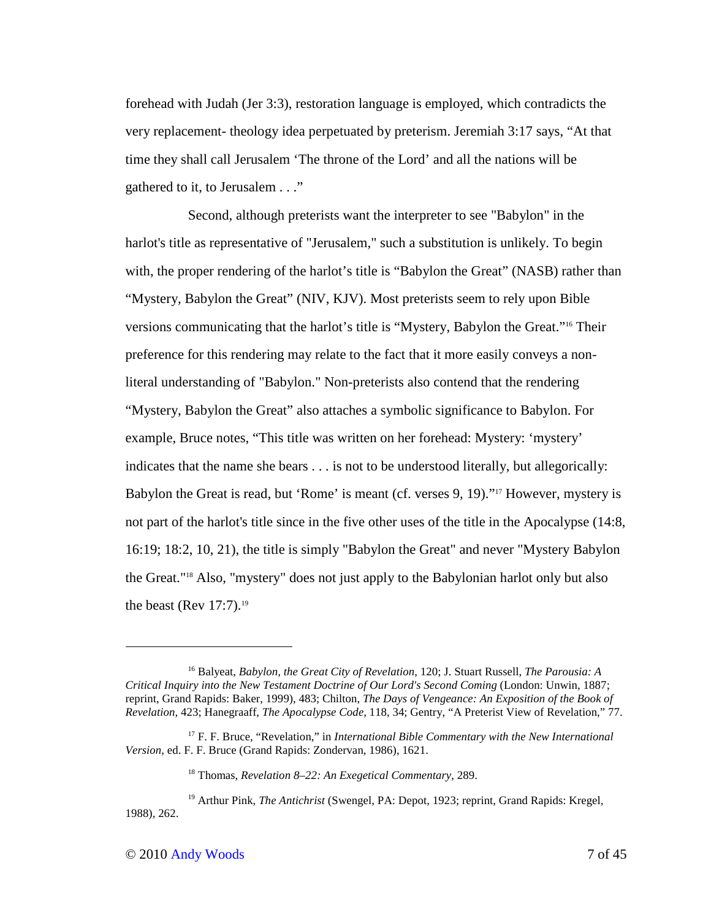forehead with Judah (Jer 3:3), restoration language is employed, which contradicts the very replacement- theology idea perpetuated by preterism. Jeremiah 3:17 says, "At that time they shall call Jerusalem 'The throne of the Lord' and all the nations will be gathered to it, to Jerusalem . . ."

Second, although preterists want the interpreter to see "Babylon" in the harlot's title as representative of "Jerusalem," such a substitution is unlikely. To begin with, the proper rendering of the harlot's title is "Babylon the Great" (NASB) rather than "Mystery, Babylon the Great" (NIV, KJV). Most preterists seem to rely upon Bible versions communicating that the harlot's title is "Mystery, Babylon the Great."[16] Their preference for this rendering may relate to the fact that it more easily conveys a non-literal understanding of "Babylon." Non-preterists also contend that the rendering "Mystery, Babylon the Great" also attaches a symbolic significance to Babylon. For example, Bruce notes, "This title was written on her forehead: Mystery: 'mystery' indicates that the name she bears . . . is not to be understood literally, but allegorically: Babylon the Great is read, but 'Rome' is meant (cf. verses 9, 19)."[17] However, mystery is not part of the harlot's title since in the five other uses of the title in the Apocalypse (14:8, 16:19; 18:2, 10, 21), the title is simply "Babylon the Great" and never "Mystery Babylon the Great."[18] Also, "mystery" does not just apply to the Babylonian harlot only but also the beast (Rev 17:7).[19]

---

[16] Balyeat, *Babylon, the Great City of Revelation*, 120; J. Stuart Russell, *The Parousia: A Critical Inquiry into the New Testament Doctrine of Our Lord's Second Coming* (London: Unwin, 1887; reprint, Grand Rapids: Baker, 1999), 483; Chilton, *The Days of Vengeance: An Exposition of the Book of Revelation*, 423; Hanegraaff, *The Apocalypse Code*, 118, 34; Gentry, "A Preterist View of Revelation," 77.

[17] F. F. Bruce, "Revelation," in *International Bible Commentary with the New International Version*, ed. F. F. Bruce (Grand Rapids: Zondervan, 1986), 1621.

[18] Thomas, *Revelation 8–22: An Exegetical Commentary*, 289.

[19] Arthur Pink, *The Antichrist* (Swengel, PA: Depot, 1923; reprint, Grand Rapids: Kregel, 1988), 262.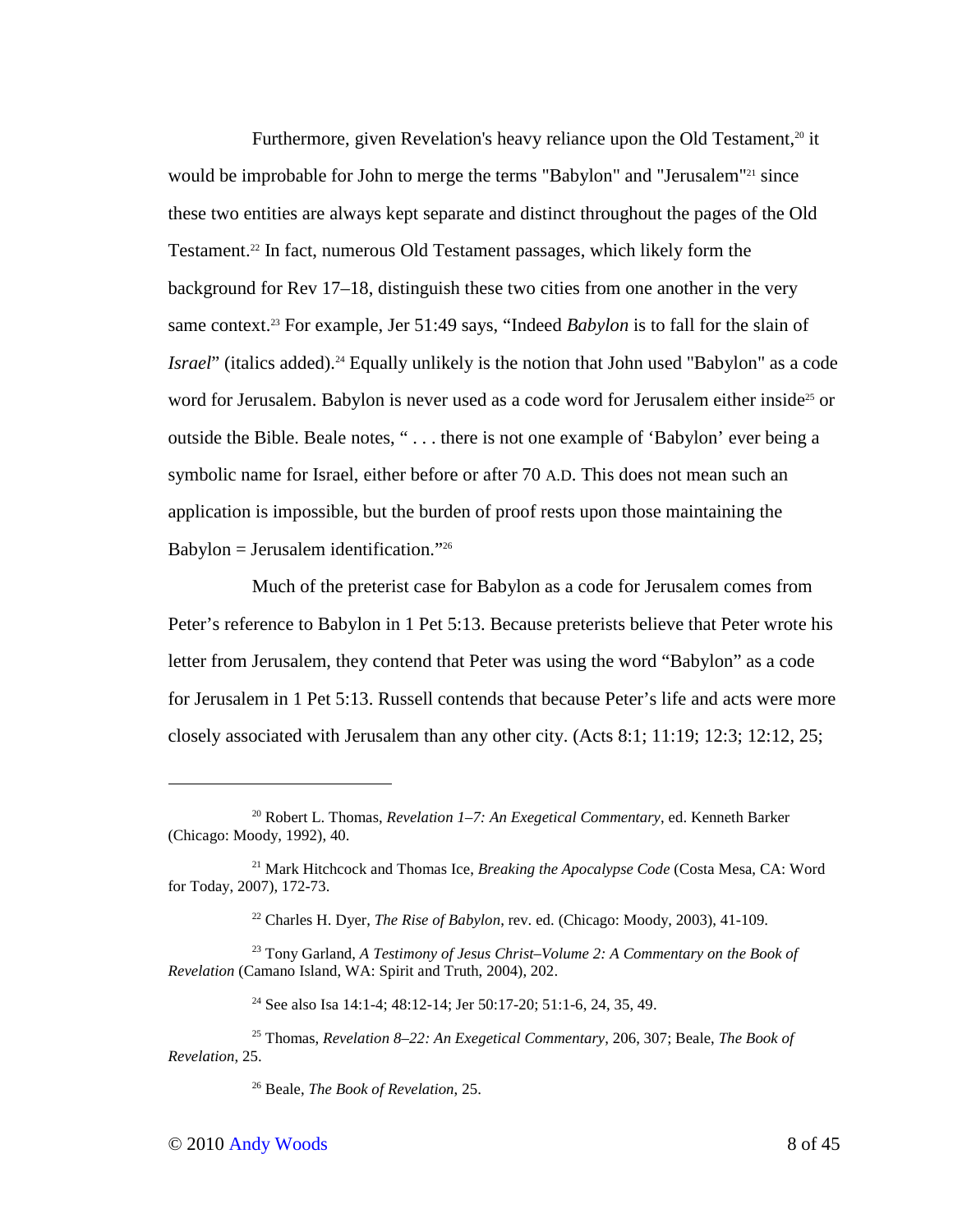Furthermore, given Revelation's heavy reliance upon the Old Testament,[20] it would be improbable for John to merge the terms "Babylon" and "Jerusalem"[21] since these two entities are always kept separate and distinct throughout the pages of the Old Testament.[22] In fact, numerous Old Testament passages, which likely form the background for Rev 17–18, distinguish these two cities from one another in the very same context.[23] For example, Jer 51:49 says, "Indeed *Babylon* is to fall for the slain of *Israel*" (italics added).[24] Equally unlikely is the notion that John used "Babylon" as a code word for Jerusalem. Babylon is never used as a code word for Jerusalem either inside[25] or outside the Bible. Beale notes, " . . . there is not one example of 'Babylon' ever being a symbolic name for Israel, either before or after 70 A.D. This does not mean such an application is impossible, but the burden of proof rests upon those maintaining the Babylon = Jerusalem identification."[26]

Much of the preterist case for Babylon as a code for Jerusalem comes from Peter's reference to Babylon in 1 Pet 5:13. Because preterists believe that Peter wrote his letter from Jerusalem, they contend that Peter was using the word "Babylon" as a code for Jerusalem in 1 Pet 5:13. Russell contends that because Peter's life and acts were more closely associated with Jerusalem than any other city. (Acts 8:1; 11:19; 12:3; 12:12, 25;

---

[20] Robert L. Thomas, *Revelation 1–7: An Exegetical Commentary*, ed. Kenneth Barker (Chicago: Moody, 1992), 40.

[21] Mark Hitchcock and Thomas Ice, *Breaking the Apocalypse Code* (Costa Mesa, CA: Word for Today, 2007), 172-73.

[22] Charles H. Dyer, *The Rise of Babylon*, rev. ed. (Chicago: Moody, 2003), 41-109.

[23] Tony Garland, *A Testimony of Jesus Christ–Volume 2: A Commentary on the Book of Revelation* (Camano Island, WA: Spirit and Truth, 2004), 202.

[24] See also Isa 14:1-4; 48:12-14; Jer 50:17-20; 51:1-6, 24, 35, 49.

[25] Thomas, *Revelation 8–22: An Exegetical Commentary*, 206, 307; Beale, *The Book of Revelation*, 25.

[26] Beale, *The Book of Revelation*, 25.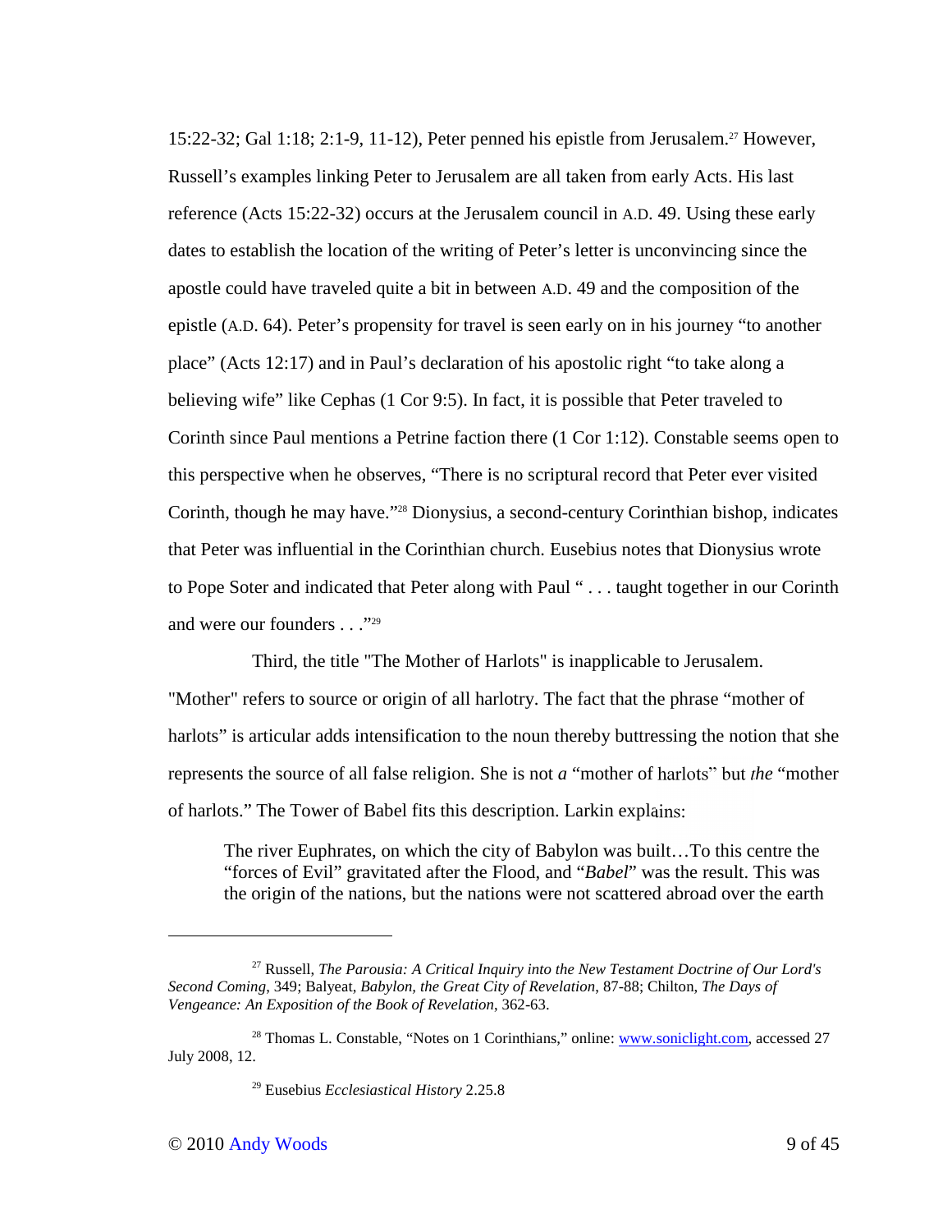15:22-32; Gal 1:18; 2:1-9, 11-12), Peter penned his epistle from Jerusalem.[27] However, Russell's examples linking Peter to Jerusalem are all taken from early Acts. His last reference (Acts 15:22-32) occurs at the Jerusalem council in A.D. 49. Using these early dates to establish the location of the writing of Peter's letter is unconvincing since the apostle could have traveled quite a bit in between A.D. 49 and the composition of the epistle (A.D. 64). Peter's propensity for travel is seen early on in his journey "to another place" (Acts 12:17) and in Paul's declaration of his apostolic right "to take along a believing wife" like Cephas (1 Cor 9:5). In fact, it is possible that Peter traveled to Corinth since Paul mentions a Petrine faction there (1 Cor 1:12). Constable seems open to this perspective when he observes, "There is no scriptural record that Peter ever visited Corinth, though he may have."[28] Dionysius, a second-century Corinthian bishop, indicates that Peter was influential in the Corinthian church. Eusebius notes that Dionysius wrote to Pope Soter and indicated that Peter along with Paul " . . . taught together in our Corinth and were our founders . . ."[29]

Third, the title "The Mother of Harlots" is inapplicable to Jerusalem. "Mother" refers to source or origin of all harlotry. The fact that the phrase "mother of harlots" is articular adds intensification to the noun thereby buttressing the notion that she represents the source of all false religion. She is not ***a*** "mother of harlots" but *the* "mother of harlots." The Tower of Babel fits this description. Larkin explains:

> The river Euphrates, on which the city of Babylon was built…To this centre the "forces of Evil" gravitated after the Flood, and "*Babel*" was the result. This was the origin of the nations, but the nations were not scattered abroad over the earth

---

[27] Russell, *The Parousia: A Critical Inquiry into the New Testament Doctrine of Our Lord's Second Coming*, 349; Balyeat, *Babylon, the Great City of Revelation*, 87-88; Chilton, *The Days of Vengeance: An Exposition of the Book of Revelation*, 362-63.

[28] Thomas L. Constable, "Notes on 1 Corinthians," online: www.soniclight.com, accessed 27 July 2008, 12.

[29] Eusebius *Ecclesiastical History* 2.25.8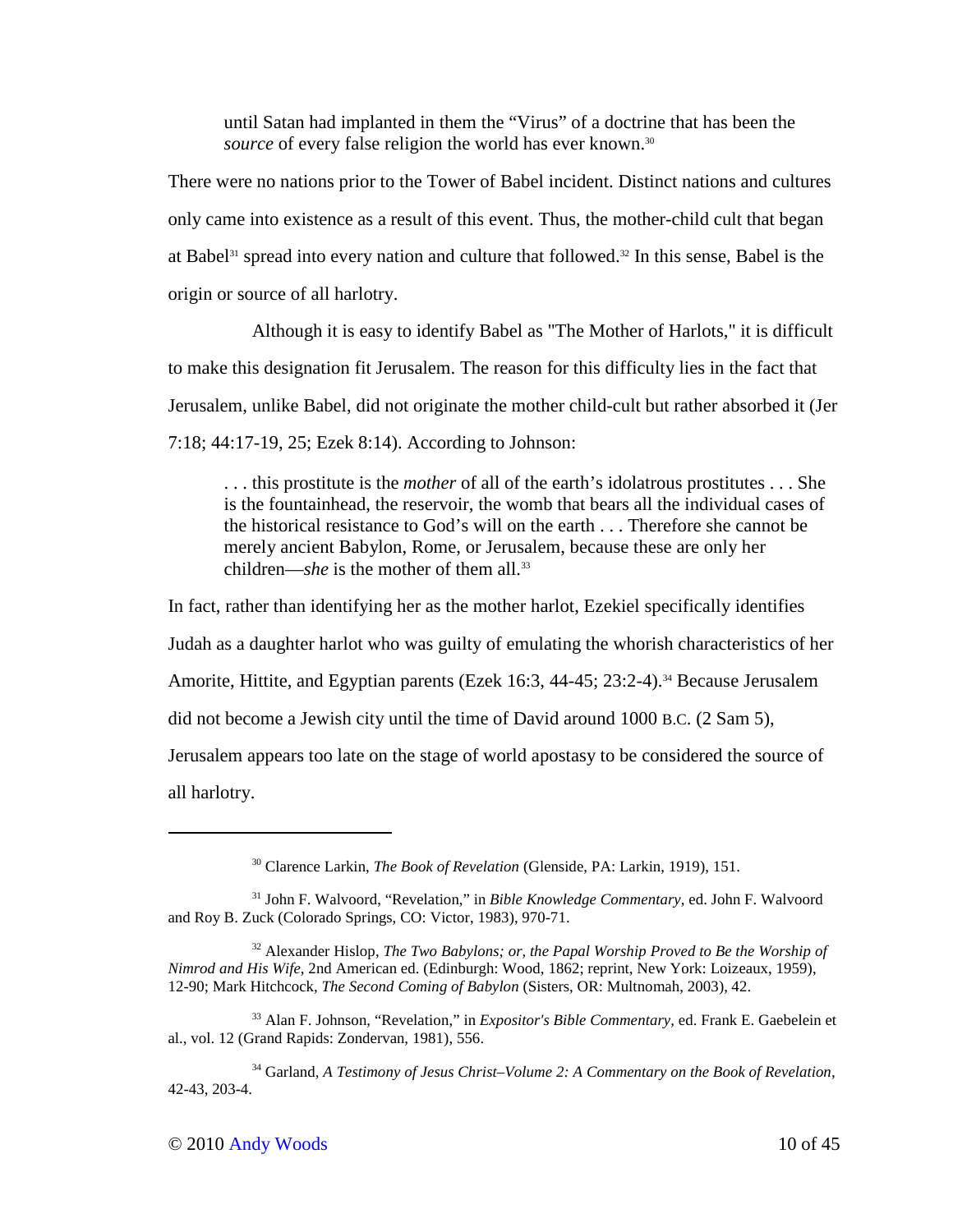> until Satan had implanted in them the "Virus" of a doctrine that has been the *source* of every false religion the world has ever known.[30]

There were no nations prior to the Tower of Babel incident. Distinct nations and cultures only came into existence as a result of this event. Thus, the mother-child cult that began at Babel[31] spread into every nation and culture that followed.[32] In this sense, Babel is the origin or source of all harlotry.

Although it is easy to identify Babel as "The Mother of Harlots," it is difficult to make this designation fit Jerusalem. The reason for this difficulty lies in the fact that Jerusalem, unlike Babel, did not originate the mother child-cult but rather absorbed it (Jer 7:18; 44:17-19, 25; Ezek 8:14). According to Johnson:

> . . . this prostitute is the *mother* of all of the earth's idolatrous prostitutes . . . She is the fountainhead, the reservoir, the womb that bears all the individual cases of the historical resistance to God's will on the earth . . . Therefore she cannot be merely ancient Babylon, Rome, or Jerusalem, because these are only her children—*she* is the mother of them all.[33]

In fact, rather than identifying her as the mother harlot, Ezekiel specifically identifies Judah as a daughter harlot who was guilty of emulating the whorish characteristics of her Amorite, Hittite, and Egyptian parents (Ezek 16:3, 44-45; 23:2-4).[34] Because Jerusalem did not become a Jewish city until the time of David around 1000 B.C. (2 Sam 5), Jerusalem appears too late on the stage of world apostasy to be considered the source of all harlotry.

---

[30] Clarence Larkin, *The Book of Revelation* (Glenside, PA: Larkin, 1919), 151.

[31] John F. Walvoord, "Revelation," in *Bible Knowledge Commentary*, ed. John F. Walvoord and Roy B. Zuck (Colorado Springs, CO: Victor, 1983), 970-71.

[32] Alexander Hislop, *The Two Babylons; or, the Papal Worship Proved to Be the Worship of Nimrod and His Wife*, 2nd American ed. (Edinburgh: Wood, 1862; reprint, New York: Loizeaux, 1959), 12-90; Mark Hitchcock, *The Second Coming of Babylon* (Sisters, OR: Multnomah, 2003), 42.

[33] Alan F. Johnson, "Revelation," in *Expositor's Bible Commentary*, ed. Frank E. Gaebelein et al., vol. 12 (Grand Rapids: Zondervan, 1981), 556.

[34] Garland, *A Testimony of Jesus Christ–Volume 2: A Commentary on the Book of Revelation*, 42-43, 203-4.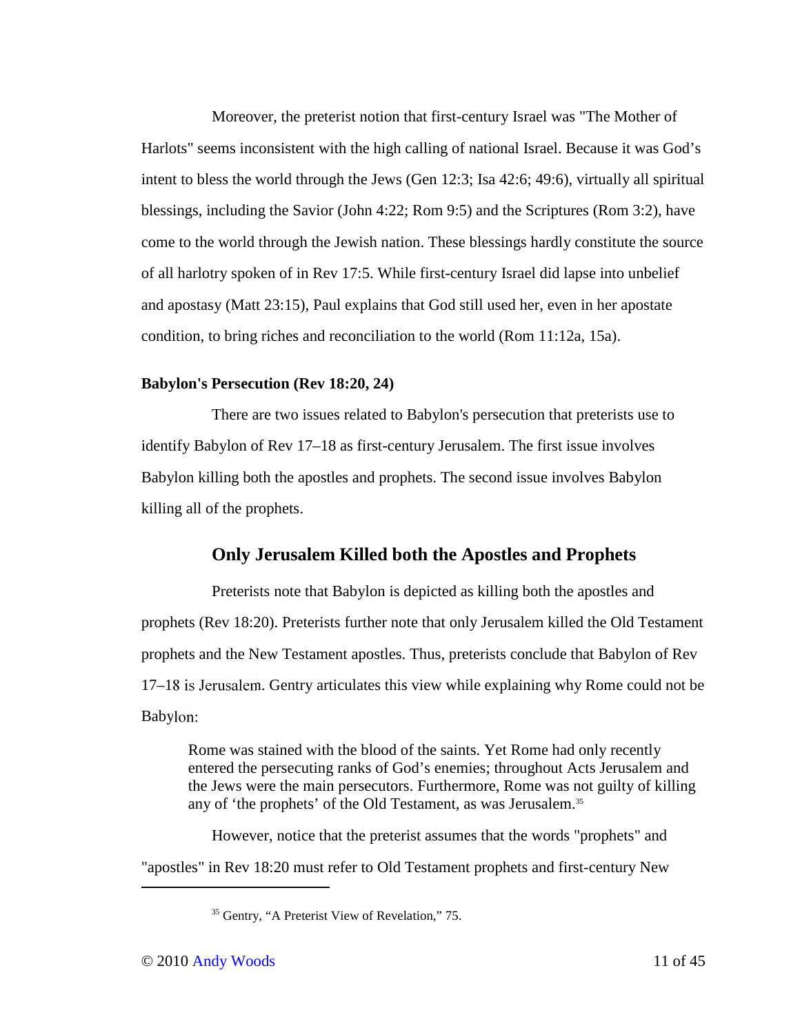Moreover, the preterist notion that first-century Israel was "The Mother of Harlots" seems inconsistent with the high calling of national Israel. Because it was God's intent to bless the world through the Jews (Gen 12:3; Isa 42:6; 49:6), virtually all spiritual blessings, including the Savior (John 4:22; Rom 9:5) and the Scriptures (Rom 3:2), have come to the world through the Jewish nation. These blessings hardly constitute the source of all harlotry spoken of in Rev 17:5. While first-century Israel did lapse into unbelief and apostasy (Matt 23:15), Paul explains that God still used her, even in her apostate condition, to bring riches and reconciliation to the world (Rom 11:12a, 15a).

#### Babylon's Persecution (Rev 18:20, 24)

There are two issues related to Babylon's persecution that preterists use to identify Babylon of Rev 17–18 as first-century Jerusalem. The first issue involves Babylon killing both the apostles and prophets. The second issue involves Babylon killing all of the prophets.

### Only Jerusalem Killed both the Apostles and Prophets

Preterists note that Babylon is depicted as killing both the apostles and prophets (Rev 18:20). Preterists further note that only Jerusalem killed the Old Testament prophets and the New Testament apostles. Thus, preterists conclude that Babylon of Rev 17–18 is Jerusalem. Gentry articulates this view while explaining why Rome could not be Babylon:

> Rome was stained with the blood of the saints. Yet Rome had only recently entered the persecuting ranks of God's enemies; throughout Acts Jerusalem and the Jews were the main persecutors. Furthermore, Rome was not guilty of killing any of 'the prophets' of the Old Testament, as was Jerusalem.[35]

However, notice that the preterist assumes that the words "prophets" and "apostles" in Rev 18:20 must refer to Old Testament prophets and first-century New

---

[35] Gentry, "A Preterist View of Revelation," 75.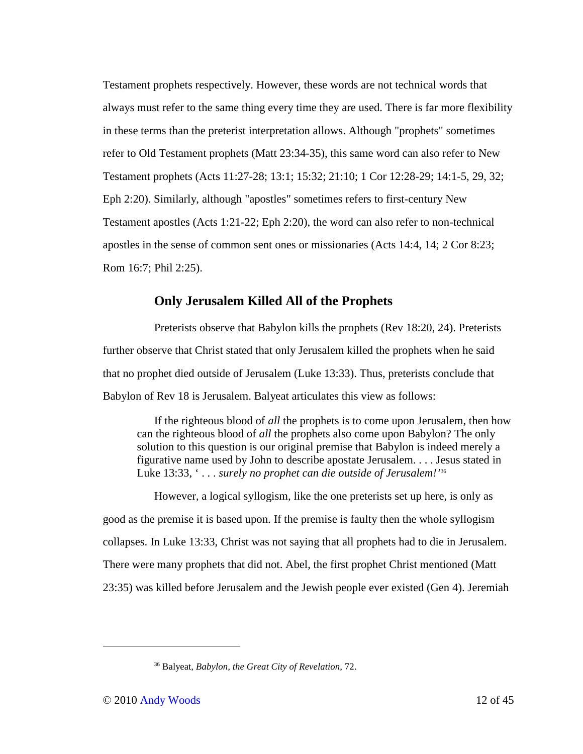Testament prophets respectively. However, these words are not technical words that always must refer to the same thing every time they are used. There is far more flexibility in these terms than the preterist interpretation allows. Although "prophets" sometimes refer to Old Testament prophets (Matt 23:34-35), this same word can also refer to New Testament prophets (Acts 11:27-28; 13:1; 15:32; 21:10; 1 Cor 12:28-29; 14:1-5, 29, 32; Eph 2:20). Similarly, although "apostles" sometimes refers to first-century New Testament apostles (Acts 1:21-22; Eph 2:20), the word can also refer to non-technical apostles in the sense of common sent ones or missionaries (Acts 14:4, 14; 2 Cor 8:23; Rom 16:7; Phil 2:25).

### Only Jerusalem Killed All of the Prophets

Preterists observe that Babylon kills the prophets (Rev 18:20, 24). Preterists further observe that Christ stated that only Jerusalem killed the prophets when he said that no prophet died outside of Jerusalem (Luke 13:33). Thus, preterists conclude that Babylon of Rev 18 is Jerusalem. Balyeat articulates this view as follows:

> If the righteous blood of *all* the prophets is to come upon Jerusalem, then how can the righteous blood of *all* the prophets also come upon Babylon? The only solution to this question is our original premise that Babylon is indeed merely a figurative name used by John to describe apostate Jerusalem. . . . Jesus stated in Luke 13:33, ' . . . *surely no prophet can die outside of Jerusalem!'*[36]

However, a logical syllogism, like the one preterists set up here, is only as good as the premise it is based upon. If the premise is faulty then the whole syllogism collapses. In Luke 13:33, Christ was not saying that all prophets had to die in Jerusalem. There were many prophets that did not. Abel, the first prophet Christ mentioned (Matt 23:35) was killed before Jerusalem and the Jewish people ever existed (Gen 4). Jeremiah

---

[36] Balyeat, *Babylon, the Great City of Revelation*, 72.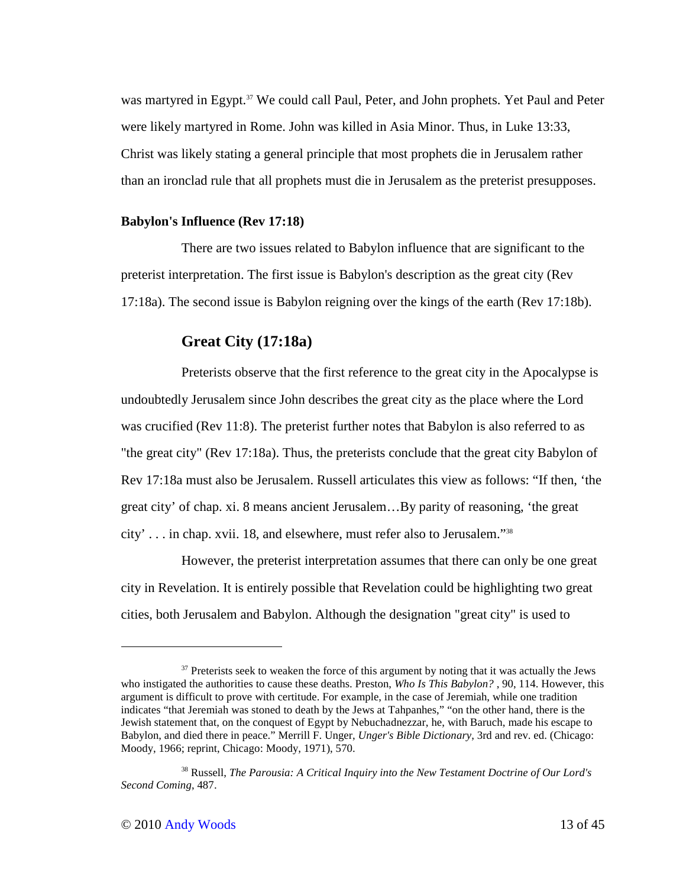was martyred in Egypt.[37] We could call Paul, Peter, and John prophets. Yet Paul and Peter were likely martyred in Rome. John was killed in Asia Minor. Thus, in Luke 13:33, Christ was likely stating a general principle that most prophets die in Jerusalem rather than an ironclad rule that all prophets must die in Jerusalem as the preterist presupposes.

**Babylon's Influence (Rev 17:18)**

There are two issues related to Babylon influence that are significant to the preterist interpretation. The first issue is Babylon's description as the great city (Rev 17:18a). The second issue is Babylon reigning over the kings of the earth (Rev 17:18b).

### Great City (17:18a)

Preterists observe that the first reference to the great city in the Apocalypse is undoubtedly Jerusalem since John describes the great city as the place where the Lord was crucified (Rev 11:8). The preterist further notes that Babylon is also referred to as "the great city" (Rev 17:18a). Thus, the preterists conclude that the great city Babylon of Rev 17:18a must also be Jerusalem. Russell articulates this view as follows: "If then, 'the great city' of chap. xi. 8 means ancient Jerusalem…By parity of reasoning, 'the great city' . . . in chap. xvii. 18, and elsewhere, must refer also to Jerusalem."[38]

However, the preterist interpretation assumes that there can only be one great city in Revelation. It is entirely possible that Revelation could be highlighting two great cities, both Jerusalem and Babylon. Although the designation "great city" is used to

---

[37] Preterists seek to weaken the force of this argument by noting that it was actually the Jews who instigated the authorities to cause these deaths. Preston, *Who Is This Babylon?* , 90, 114. However, this argument is difficult to prove with certitude. For example, in the case of Jeremiah, while one tradition indicates "that Jeremiah was stoned to death by the Jews at Tahpanhes," "on the other hand, there is the Jewish statement that, on the conquest of Egypt by Nebuchadnezzar, he, with Baruch, made his escape to Babylon, and died there in peace." Merrill F. Unger, *Unger's Bible Dictionary*, 3rd and rev. ed. (Chicago: Moody, 1966; reprint, Chicago: Moody, 1971), 570.

[38] Russell, *The Parousia: A Critical Inquiry into the New Testament Doctrine of Our Lord's Second Coming*, 487.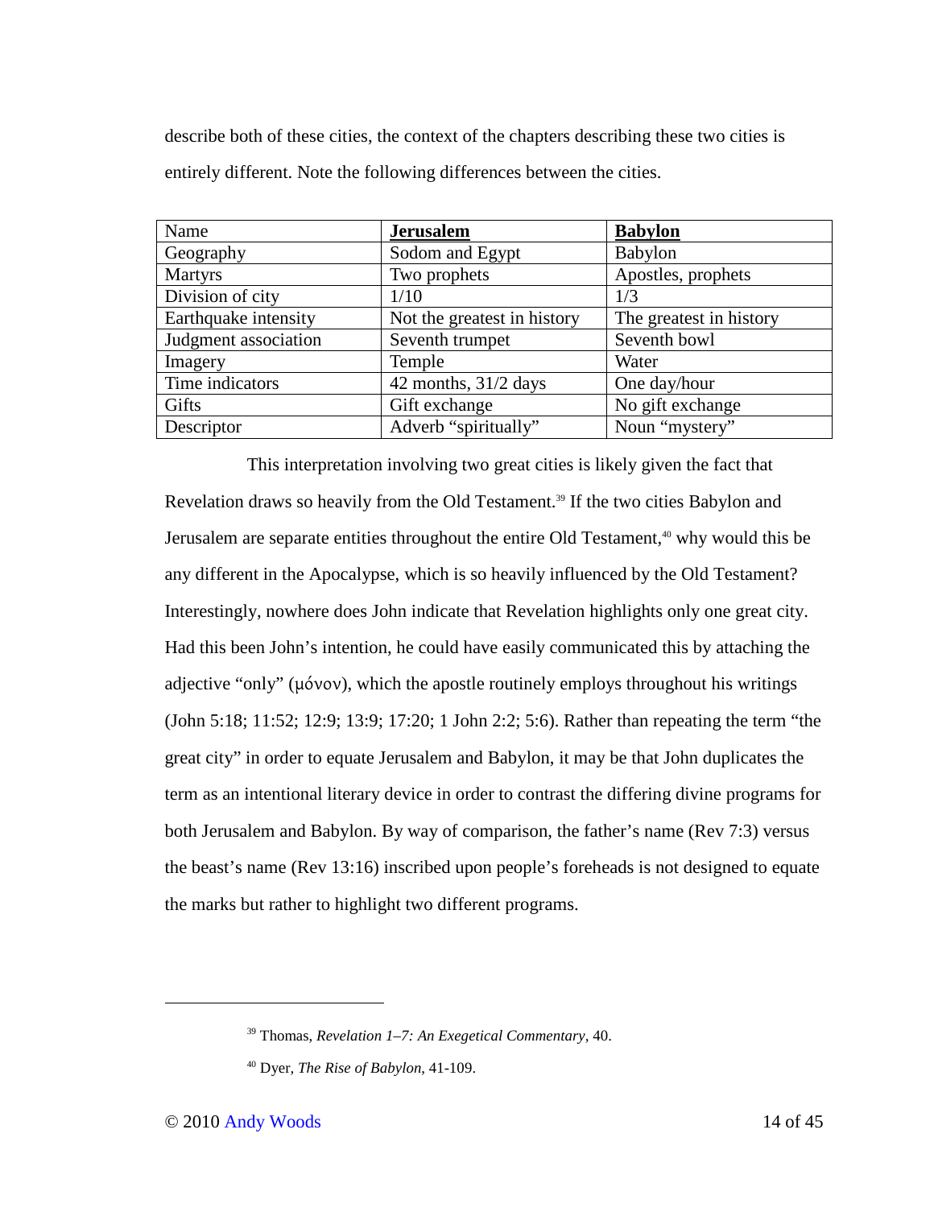describe both of these cities, the context of the chapters describing these two cities is entirely different. Note the following differences between the cities.

| Name | **Jerusalem** | **Babylon** |
| --- | --- | --- |
| Geography | Sodom and Egypt | Babylon |
| Martyrs | Two prophets | Apostles, prophets |
| Division of city | 1/10 | 1/3 |
| Earthquake intensity | Not the greatest in history | The greatest in history |
| Judgment association | Seventh trumpet | Seventh bowl |
| Imagery | Temple | Water |
| Time indicators | 42 months, 31/2 days | One day/hour |
| Gifts | Gift exchange | No gift exchange |
| Descriptor | Adverb “spiritually” | Noun “mystery” |

This interpretation involving two great cities is likely given the fact that Revelation draws so heavily from the Old Testament.[39] If the two cities Babylon and Jerusalem are separate entities throughout the entire Old Testament,[40] why would this be any different in the Apocalypse, which is so heavily influenced by the Old Testament? Interestingly, nowhere does John indicate that Revelation highlights only one great city. Had this been John’s intention, he could have easily communicated this by attaching the adjective “only” (μόνον), which the apostle routinely employs throughout his writings (John 5:18; 11:52; 12:9; 13:9; 17:20; 1 John 2:2; 5:6). Rather than repeating the term “the great city” in order to equate Jerusalem and Babylon, it may be that John duplicates the term as an intentional literary device in order to contrast the differing divine programs for both Jerusalem and Babylon. By way of comparison, the father’s name (Rev 7:3) versus the beast’s name (Rev 13:16) inscribed upon people’s foreheads is not designed to equate the marks but rather to highlight two different programs.

---

[39] Thomas, *Revelation 1–7: An Exegetical Commentary*, 40.

[40] Dyer, *The Rise of Babylon*, 41-109.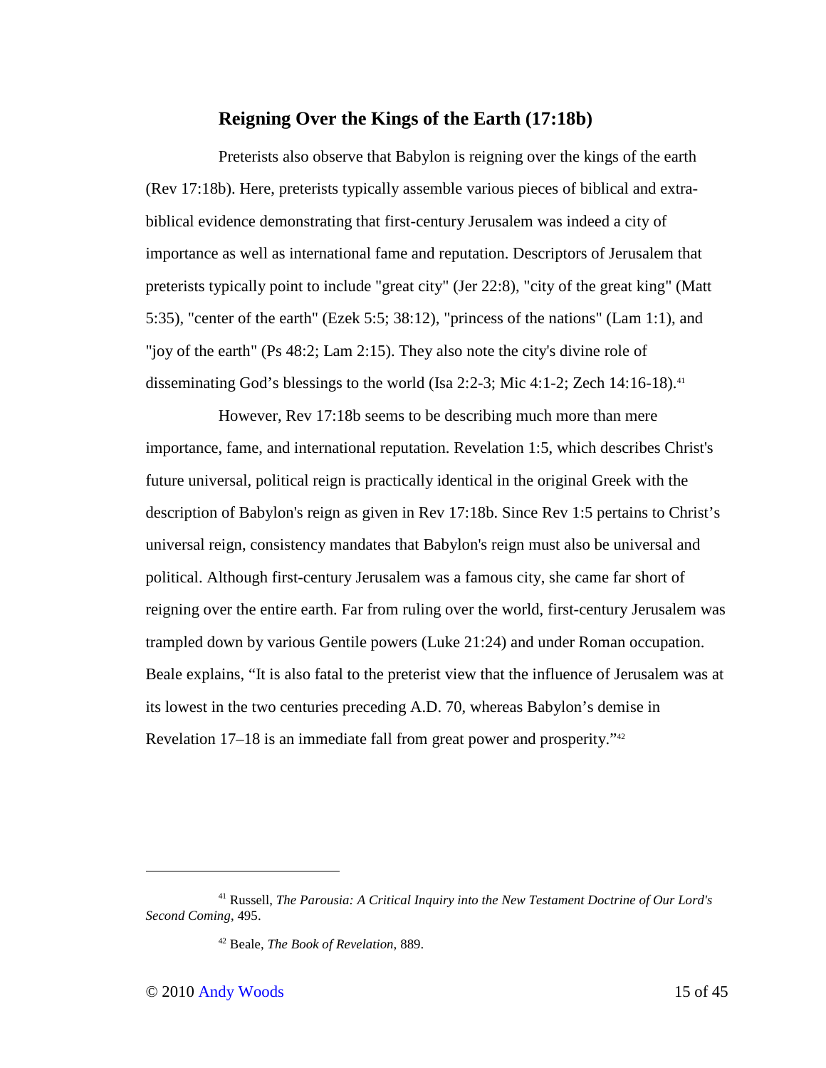### Reigning Over the Kings of the Earth (17:18b)

Preterists also observe that Babylon is reigning over the kings of the earth (Rev 17:18b). Here, preterists typically assemble various pieces of biblical and extra-biblical evidence demonstrating that first-century Jerusalem was indeed a city of importance as well as international fame and reputation. Descriptors of Jerusalem that preterists typically point to include "great city" (Jer 22:8), "city of the great king" (Matt 5:35), "center of the earth" (Ezek 5:5; 38:12), "princess of the nations" (Lam 1:1), and "joy of the earth" (Ps 48:2; Lam 2:15). They also note the city's divine role of disseminating God's blessings to the world (Isa 2:2-3; Mic 4:1-2; Zech 14:16-18).[41]

However, Rev 17:18b seems to be describing much more than mere importance, fame, and international reputation. Revelation 1:5, which describes Christ's future universal, political reign is practically identical in the original Greek with the description of Babylon's reign as given in Rev 17:18b. Since Rev 1:5 pertains to Christ's universal reign, consistency mandates that Babylon's reign must also be universal and political. Although first-century Jerusalem was a famous city, she came far short of reigning over the entire earth. Far from ruling over the world, first-century Jerusalem was trampled down by various Gentile powers (Luke 21:24) and under Roman occupation. Beale explains, “It is also fatal to the preterist view that the influence of Jerusalem was at its lowest in the two centuries preceding A.D. 70, whereas Babylon’s demise in Revelation 17–18 is an immediate fall from great power and prosperity.”[42]

---

[41] Russell, *The Parousia: A Critical Inquiry into the New Testament Doctrine of Our Lord's Second Coming*, 495.

[42] Beale, *The Book of Revelation*, 889.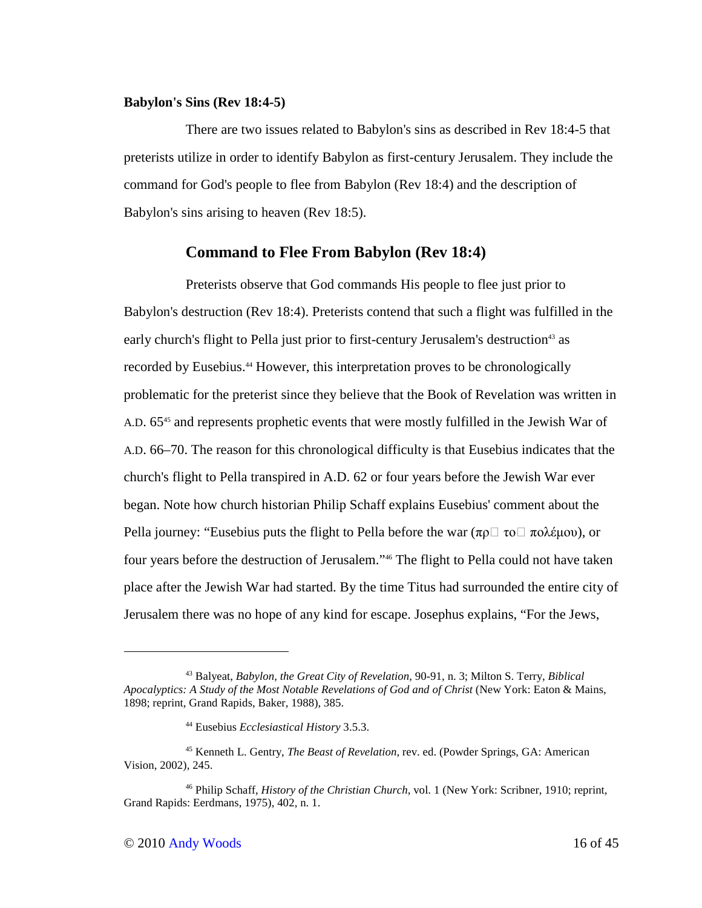**Babylon's Sins (Rev 18:4-5)**

There are two issues related to Babylon's sins as described in Rev 18:4-5 that preterists utilize in order to identify Babylon as first-century Jerusalem. They include the command for God's people to flee from Babylon (Rev 18:4) and the description of Babylon's sins arising to heaven (Rev 18:5).

## Command to Flee From Babylon (Rev 18:4)

Preterists observe that God commands His people to flee just prior to Babylon's destruction (Rev 18:4). Preterists contend that such a flight was fulfilled in the early church's flight to Pella just prior to first-century Jerusalem's destruction[43] as recorded by Eusebius.[44] However, this interpretation proves to be chronologically problematic for the preterist since they believe that the Book of Revelation was written in A.D. 65[45] and represents prophetic events that were mostly fulfilled in the Jewish War of A.D. 66–70. The reason for this chronological difficulty is that Eusebius indicates that the church's flight to Pella transpired in A.D. 62 or four years before the Jewish War ever began. Note how church historian Philip Schaff explains Eusebius' comment about the Pella journey: "Eusebius puts the flight to Pella before the war (πρ□ το□ πολέμου), or four years before the destruction of Jerusalem."[46] The flight to Pella could not have taken place after the Jewish War had started. By the time Titus had surrounded the entire city of Jerusalem there was no hope of any kind for escape. Josephus explains, "For the Jews,

---

[43] Balyeat, *Babylon, the Great City of Revelation*, 90-91, n. 3; Milton S. Terry, *Biblical Apocalyptics: A Study of the Most Notable Revelations of God and of Christ* (New York: Eaton & Mains, 1898; reprint, Grand Rapids, Baker, 1988), 385.

[44] Eusebius *Ecclesiastical History* 3.5.3.

[45] Kenneth L. Gentry, *The Beast of Revelation*, rev. ed. (Powder Springs, GA: American Vision, 2002), 245.

[46] Philip Schaff, *History of the Christian Church*, vol. 1 (New York: Scribner, 1910; reprint, Grand Rapids: Eerdmans, 1975), 402, n. 1.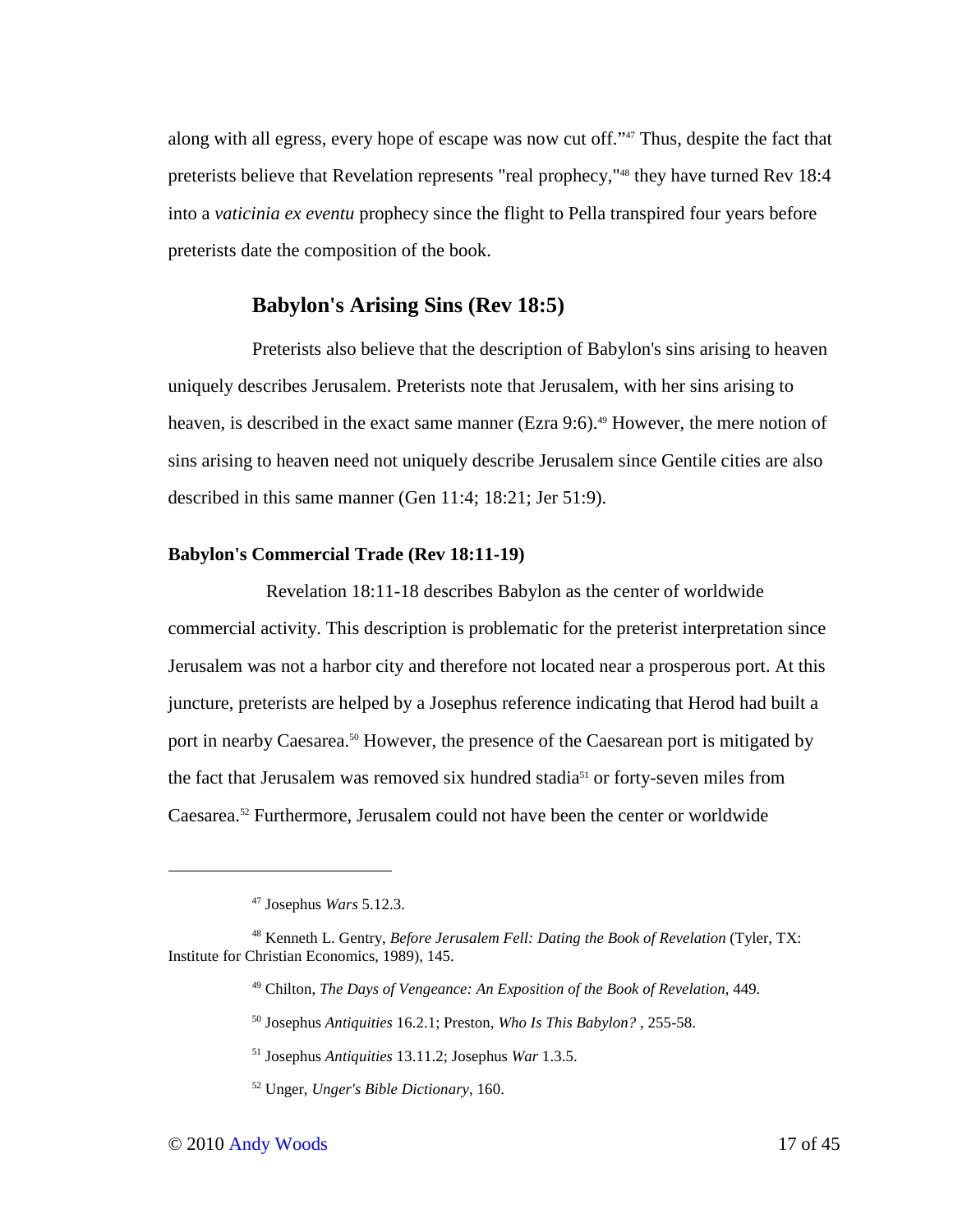along with all egress, every hope of escape was now cut off."[47] Thus, despite the fact that preterists believe that Revelation represents "real prophecy,"[48] they have turned Rev 18:4 into a *vaticinia ex eventu* prophecy since the flight to Pella transpired four years before preterists date the composition of the book.

## Babylon's Arising Sins (Rev 18:5)

Preterists also believe that the description of Babylon's sins arising to heaven uniquely describes Jerusalem. Preterists note that Jerusalem, with her sins arising to heaven, is described in the exact same manner (Ezra 9:6).[49] However, the mere notion of sins arising to heaven need not uniquely describe Jerusalem since Gentile cities are also described in this same manner (Gen 11:4; 18:21; Jer 51:9).

### Babylon's Commercial Trade (Rev 18:11-19)

Revelation 18:11-18 describes Babylon as the center of worldwide commercial activity. This description is problematic for the preterist interpretation since Jerusalem was not a harbor city and therefore not located near a prosperous port. At this juncture, preterists are helped by a Josephus reference indicating that Herod had built a port in nearby Caesarea.[50] However, the presence of the Caesarean port is mitigated by the fact that Jerusalem was removed six hundred stadia[51] or forty-seven miles from Caesarea.[52] Furthermore, Jerusalem could not have been the center or worldwide

---

[47] Josephus *Wars* 5.12.3.

[48] Kenneth L. Gentry, *Before Jerusalem Fell: Dating the Book of Revelation* (Tyler, TX: Institute for Christian Economics, 1989), 145.

[49] Chilton, *The Days of Vengeance: An Exposition of the Book of Revelation*, 449.

[50] Josephus *Antiquities* 16.2.1; Preston, *Who Is This Babylon?* , 255-58.

[51] Josephus *Antiquities* 13.11.2; Josephus *War* 1.3.5.

[52] Unger, *Unger's Bible Dictionary*, 160.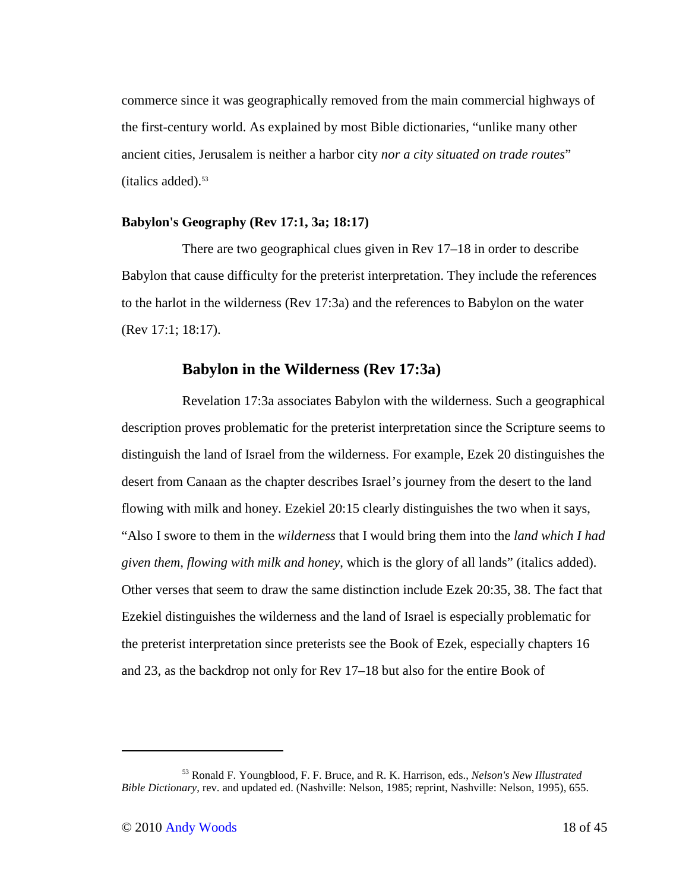commerce since it was geographically removed from the main commercial highways of the first-century world. As explained by most Bible dictionaries, "unlike many other ancient cities, Jerusalem is neither a harbor city *nor a city situated on trade routes*" (italics added).[53]

**Babylon's Geography (Rev 17:1, 3a; 18:17)**

There are two geographical clues given in Rev 17–18 in order to describe Babylon that cause difficulty for the preterist interpretation. They include the references to the harlot in the wilderness (Rev 17:3a) and the references to Babylon on the water (Rev 17:1; 18:17).

## Babylon in the Wilderness (Rev 17:3a)

Revelation 17:3a associates Babylon with the wilderness. Such a geographical description proves problematic for the preterist interpretation since the Scripture seems to distinguish the land of Israel from the wilderness. For example, Ezek 20 distinguishes the desert from Canaan as the chapter describes Israel's journey from the desert to the land flowing with milk and honey. Ezekiel 20:15 clearly distinguishes the two when it says, "Also I swore to them in the *wilderness* that I would bring them into the *land which I had given them*, *flowing with milk and honey*, which is the glory of all lands" (italics added). Other verses that seem to draw the same distinction include Ezek 20:35, 38. The fact that Ezekiel distinguishes the wilderness and the land of Israel is especially problematic for the preterist interpretation since preterists see the Book of Ezek, especially chapters 16 and 23, as the backdrop not only for Rev 17–18 but also for the entire Book of

---

[53] Ronald F. Youngblood, F. F. Bruce, and R. K. Harrison, eds., *Nelson's New Illustrated Bible Dictionary*, rev. and updated ed. (Nashville: Nelson, 1985; reprint, Nashville: Nelson, 1995), 655.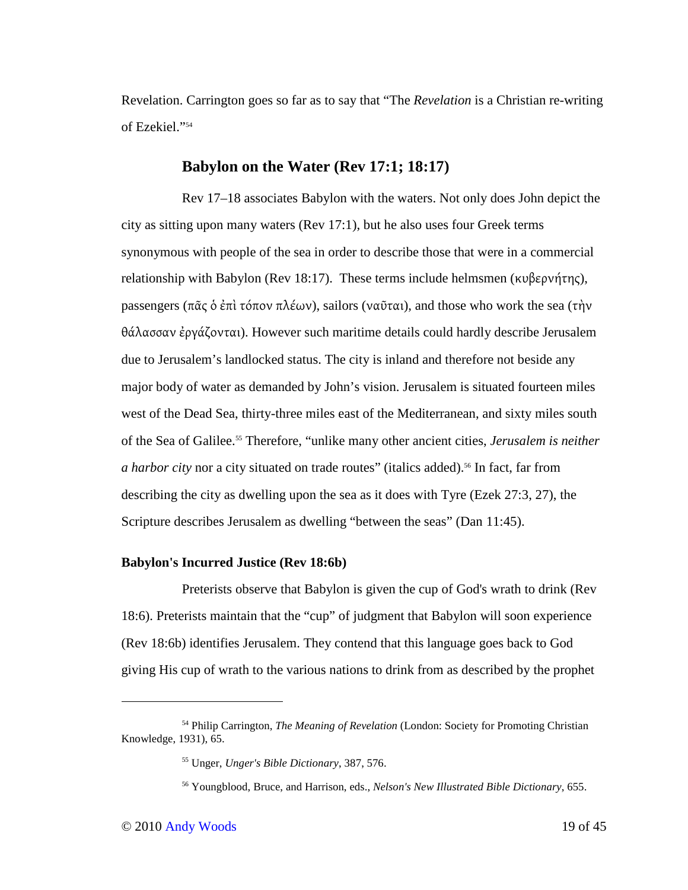Revelation. Carrington goes so far as to say that "The *Revelation* is a Christian re-writing of Ezekiel."[54]

## Babylon on the Water (Rev 17:1; 18:17)

Rev 17–18 associates Babylon with the waters. Not only does John depict the city as sitting upon many waters (Rev 17:1), but he also uses four Greek terms synonymous with people of the sea in order to describe those that were in a commercial relationship with Babylon (Rev 18:17). These terms include helmsmen (κυβερνήτης), passengers (πᾶς ὁ ἐπὶ τόπον πλέων), sailors (ναῦται), and those who work the sea (τὴν θάλασσαν ἐργάζονται). However such maritime details could hardly describe Jerusalem due to Jerusalem's landlocked status. The city is inland and therefore not beside any major body of water as demanded by John's vision. Jerusalem is situated fourteen miles west of the Dead Sea, thirty-three miles east of the Mediterranean, and sixty miles south of the Sea of Galilee.[55] Therefore, "unlike many other ancient cities, *Jerusalem is neither a harbor city* nor a city situated on trade routes" (italics added).[56] In fact, far from describing the city as dwelling upon the sea as it does with Tyre (Ezek 27:3, 27), the Scripture describes Jerusalem as dwelling "between the seas" (Dan 11:45).

### Babylon's Incurred Justice (Rev 18:6b)

Preterists observe that Babylon is given the cup of God's wrath to drink (Rev 18:6). Preterists maintain that the "cup" of judgment that Babylon will soon experience (Rev 18:6b) identifies Jerusalem. They contend that this language goes back to God giving His cup of wrath to the various nations to drink from as described by the prophet

---

[54] Philip Carrington, *The Meaning of Revelation* (London: Society for Promoting Christian Knowledge, 1931), 65.

[55] Unger, *Unger's Bible Dictionary*, 387, 576.

[56] Youngblood, Bruce, and Harrison, eds., *Nelson's New Illustrated Bible Dictionary*, 655.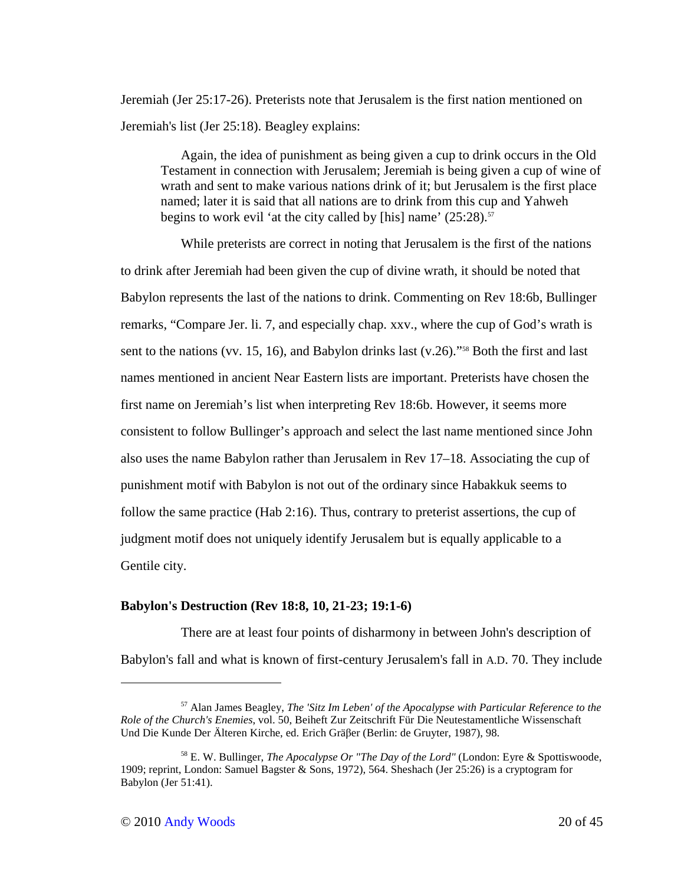Jeremiah (Jer 25:17-26). Preterists note that Jerusalem is the first nation mentioned on Jeremiah's list (Jer 25:18). Beagley explains:

> Again, the idea of punishment as being given a cup to drink occurs in the Old Testament in connection with Jerusalem; Jeremiah is being given a cup of wine of wrath and sent to make various nations drink of it; but Jerusalem is the first place named; later it is said that all nations are to drink from this cup and Yahweh begins to work evil 'at the city called by [his] name' (25:28).[57]

While preterists are correct in noting that Jerusalem is the first of the nations to drink after Jeremiah had been given the cup of divine wrath, it should be noted that Babylon represents the last of the nations to drink. Commenting on Rev 18:6b, Bullinger remarks, "Compare Jer. li. 7, and especially chap. xxv., where the cup of God's wrath is sent to the nations (vv. 15, 16), and Babylon drinks last (v.26)."[58] Both the first and last names mentioned in ancient Near Eastern lists are important. Preterists have chosen the first name on Jeremiah's list when interpreting Rev 18:6b. However, it seems more consistent to follow Bullinger's approach and select the last name mentioned since John also uses the name Babylon rather than Jerusalem in Rev 17–18. Associating the cup of punishment motif with Babylon is not out of the ordinary since Habakkuk seems to follow the same practice (Hab 2:16). Thus, contrary to preterist assertions, the cup of judgment motif does not uniquely identify Jerusalem but is equally applicable to a Gentile city.

**Babylon's Destruction (Rev 18:8, 10, 21-23; 19:1-6)**

There are at least four points of disharmony in between John's description of Babylon's fall and what is known of first-century Jerusalem's fall in A.D. 70. They include

---

[57] Alan James Beagley, *The 'Sitz Im Leben' of the Apocalypse with Particular Reference to the Role of the Church's Enemies*, vol. 50, Beiheft Zur Zeitschrift Für Die Neutestamentliche Wissenschaft Und Die Kunde Der Älteren Kirche, ed. Erich Gräβer (Berlin: de Gruyter, 1987), 98.

[58] E. W. Bullinger, *The Apocalypse Or "The Day of the Lord"* (London: Eyre & Spottiswoode, 1909; reprint, London: Samuel Bagster & Sons, 1972), 564. Sheshach (Jer 25:26) is a cryptogram for Babylon (Jer 51:41).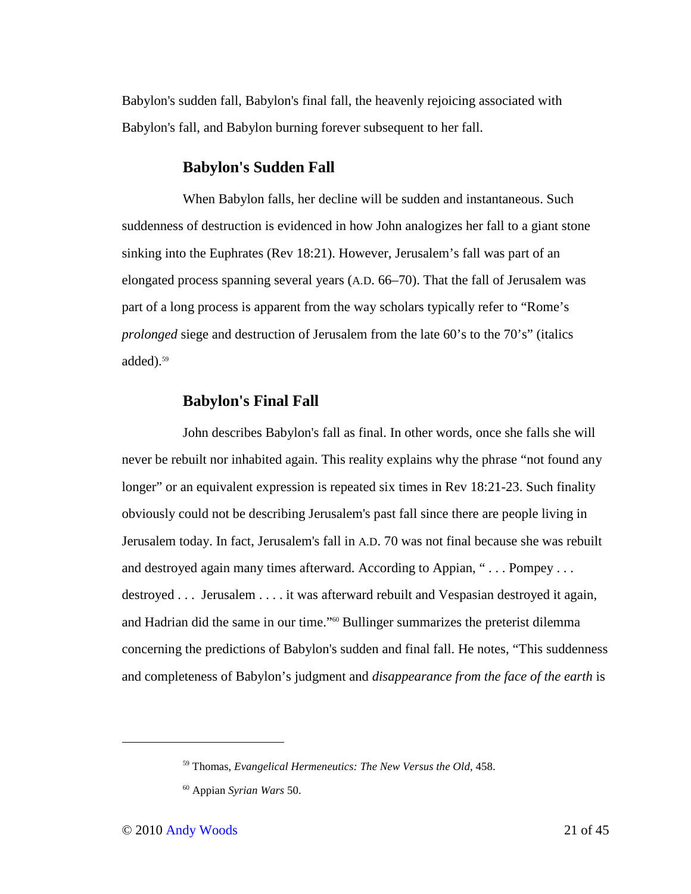Babylon's sudden fall, Babylon's final fall, the heavenly rejoicing associated with Babylon's fall, and Babylon burning forever subsequent to her fall.

### Babylon's Sudden Fall

When Babylon falls, her decline will be sudden and instantaneous. Such suddenness of destruction is evidenced in how John analogizes her fall to a giant stone sinking into the Euphrates (Rev 18:21). However, Jerusalem's fall was part of an elongated process spanning several years (A.D. 66–70). That the fall of Jerusalem was part of a long process is apparent from the way scholars typically refer to "Rome's *prolonged* siege and destruction of Jerusalem from the late 60's to the 70's" (italics added).[59]

### Babylon's Final Fall

John describes Babylon's fall as final. In other words, once she falls she will never be rebuilt nor inhabited again. This reality explains why the phrase "not found any longer" or an equivalent expression is repeated six times in Rev 18:21-23. Such finality obviously could not be describing Jerusalem's past fall since there are people living in Jerusalem today. In fact, Jerusalem's fall in A.D. 70 was not final because she was rebuilt and destroyed again many times afterward. According to Appian, " . . . Pompey . . . destroyed . . . Jerusalem . . . . it was afterward rebuilt and Vespasian destroyed it again, and Hadrian did the same in our time."[60] Bullinger summarizes the preterist dilemma concerning the predictions of Babylon's sudden and final fall. He notes, "This suddenness and completeness of Babylon's judgment and *disappearance from the face of the earth* is

---

[59] Thomas, *Evangelical Hermeneutics: The New Versus the Old*, 458.

[60] Appian *Syrian Wars* 50.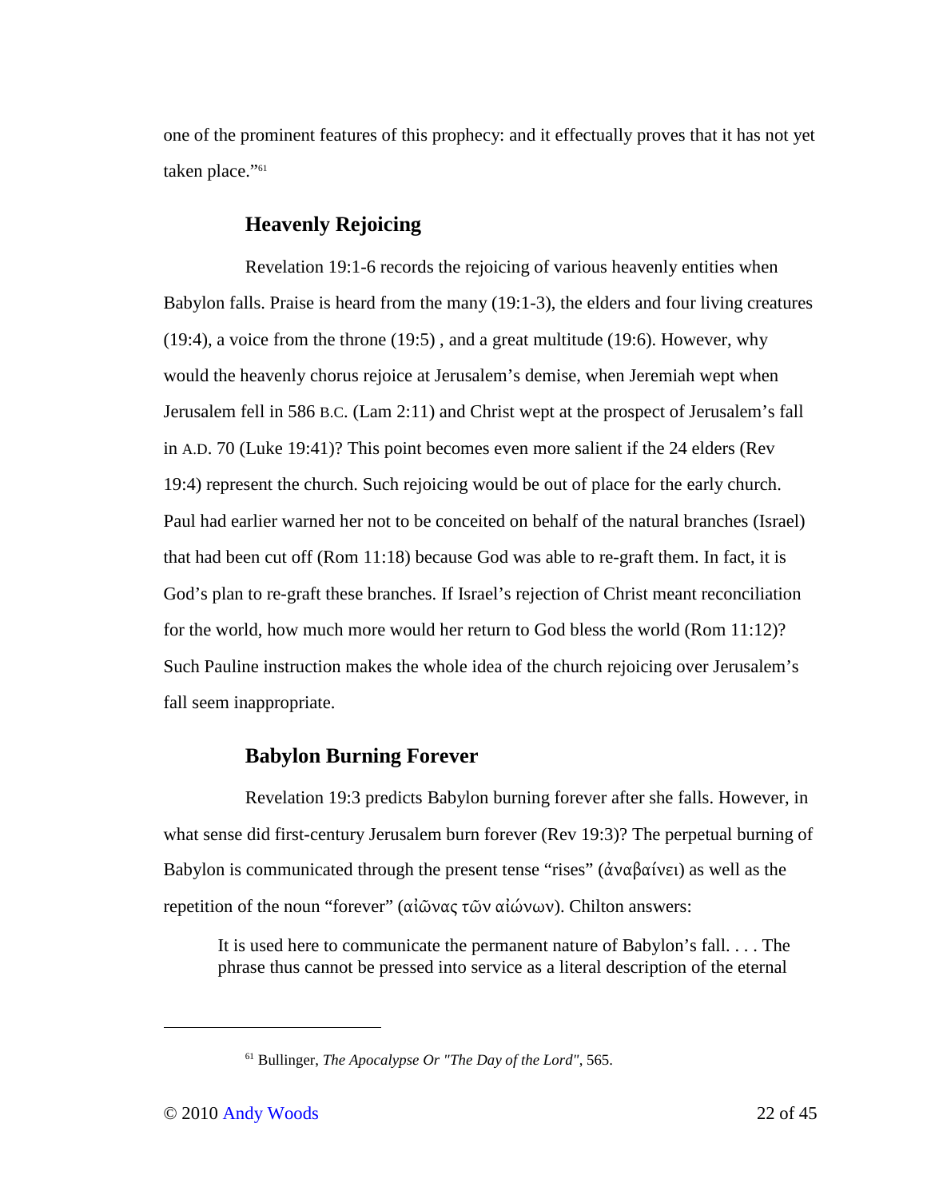one of the prominent features of this prophecy: and it effectually proves that it has not yet taken place."[61]

### Heavenly Rejoicing

Revelation 19:1-6 records the rejoicing of various heavenly entities when Babylon falls. Praise is heard from the many (19:1-3), the elders and four living creatures (19:4), a voice from the throne (19:5) , and a great multitude (19:6). However, why would the heavenly chorus rejoice at Jerusalem's demise, when Jeremiah wept when Jerusalem fell in 586 B.C. (Lam 2:11) and Christ wept at the prospect of Jerusalem's fall in A.D. 70 (Luke 19:41)? This point becomes even more salient if the 24 elders (Rev 19:4) represent the church. Such rejoicing would be out of place for the early church. Paul had earlier warned her not to be conceited on behalf of the natural branches (Israel) that had been cut off (Rom 11:18) because God was able to re-graft them. In fact, it is God's plan to re-graft these branches. If Israel's rejection of Christ meant reconciliation for the world, how much more would her return to God bless the world (Rom 11:12)? Such Pauline instruction makes the whole idea of the church rejoicing over Jerusalem's fall seem inappropriate.

### Babylon Burning Forever

Revelation 19:3 predicts Babylon burning forever after she falls. However, in what sense did first-century Jerusalem burn forever (Rev 19:3)? The perpetual burning of Babylon is communicated through the present tense "rises" (ἀναβαίνει) as well as the repetition of the noun "forever" (αἰῶνας τῶν αἰώνων). Chilton answers:

> It is used here to communicate the permanent nature of Babylon's fall. . . . The phrase thus cannot be pressed into service as a literal description of the eternal

---

[61] Bullinger, *The Apocalypse Or "The Day of the Lord"*, 565.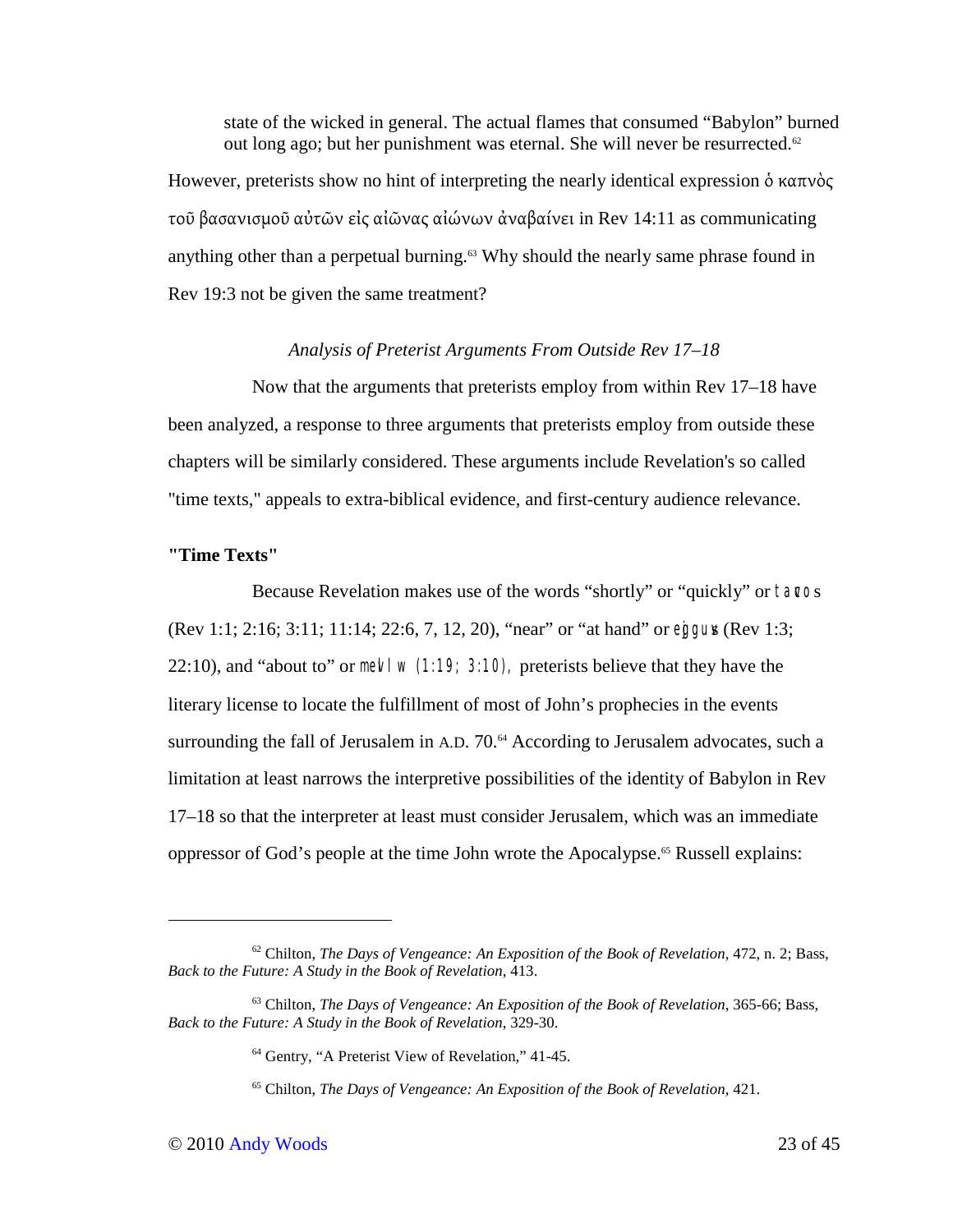state of the wicked in general. The actual flames that consumed "Babylon" burned out long ago; but her punishment was eternal. She will never be resurrected.[62]

However, preterists show no hint of interpreting the nearly identical expression ὁ καπνὸς τοῦ βασανισμοῦ αὐτῶν εἰς αἰῶνας αἰώνων ἀναβαίνει in Rev 14:11 as communicating anything other than a perpetual burning.[63] Why should the nearly same phrase found in Rev 19:3 not be given the same treatment?

### *Analysis of Preterist Arguments From Outside Rev 17–18*

Now that the arguments that preterists employ from within Rev 17–18 have been analyzed, a response to three arguments that preterists employ from outside these chapters will be similarly considered. These arguments include Revelation's so called "time texts," appeals to extra-biblical evidence, and first-century audience relevance.

### **"Time Texts"**

Because Revelation makes use of the words "shortly" or "quickly" or tacos (Rev 1:1; 2:16; 3:11; 11:14; 22:6, 7, 12, 20), "near" or "at hand" or ejgguv" (Rev 1:3; 22:10), and "about to" or mevllw (1:19; 3:10), preterists believe that they have the literary license to locate the fulfillment of most of John's prophecies in the events surrounding the fall of Jerusalem in A.D. 70.[64] According to Jerusalem advocates, such a limitation at least narrows the interpretive possibilities of the identity of Babylon in Rev 17–18 so that the interpreter at least must consider Jerusalem, which was an immediate oppressor of God's people at the time John wrote the Apocalypse.[65] Russell explains:

---

[62] Chilton, *The Days of Vengeance: An Exposition of the Book of Revelation*, 472, n. 2; Bass, *Back to the Future: A Study in the Book of Revelation*, 413.

[63] Chilton, *The Days of Vengeance: An Exposition of the Book of Revelation*, 365-66; Bass, *Back to the Future: A Study in the Book of Revelation*, 329-30.

[64] Gentry, "A Preterist View of Revelation," 41-45.

[65] Chilton, *The Days of Vengeance: An Exposition of the Book of Revelation*, 421.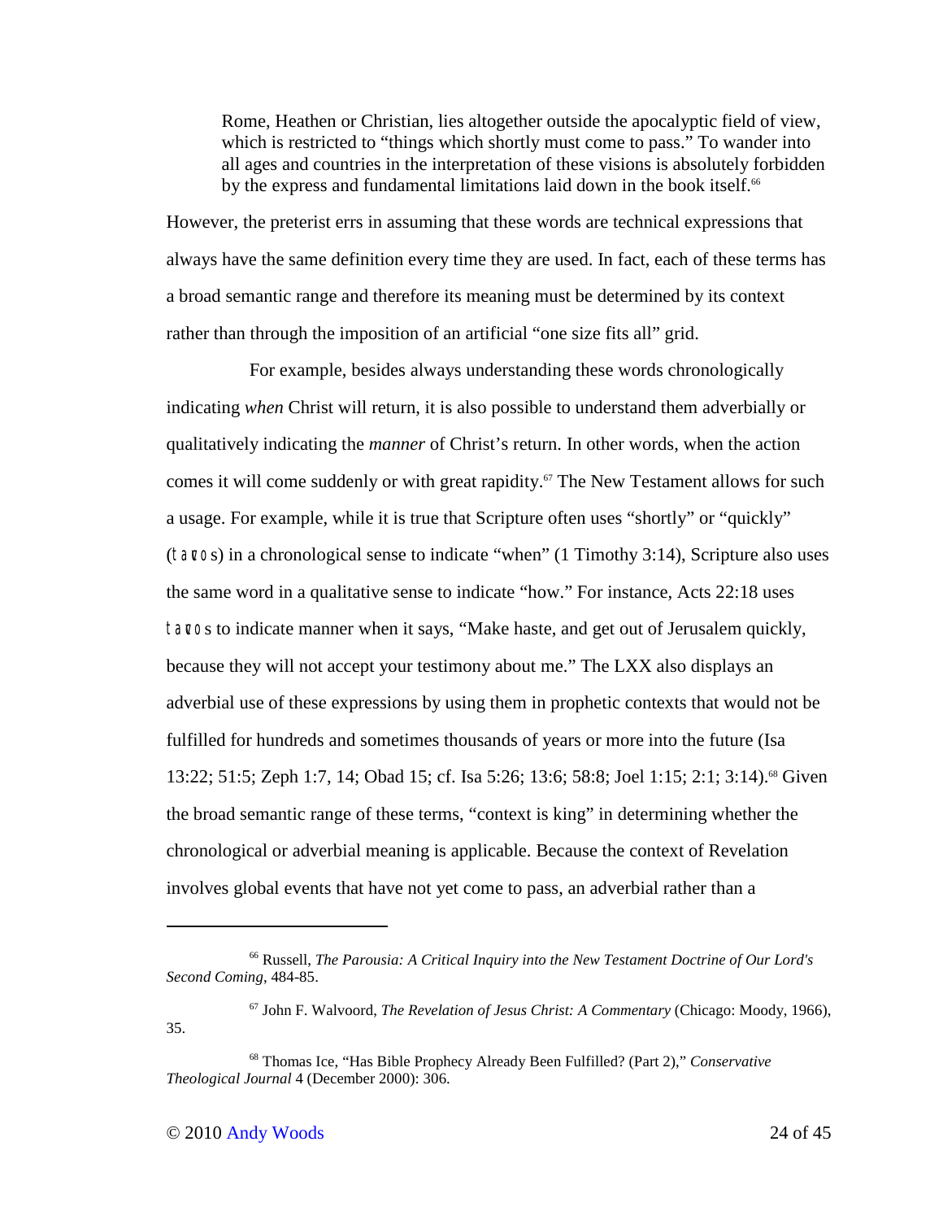> Rome, Heathen or Christian, lies altogether outside the apocalyptic field of view, which is restricted to "things which shortly must come to pass." To wander into all ages and countries in the interpretation of these visions is absolutely forbidden by the express and fundamental limitations laid down in the book itself.[66]

However, the preterist errs in assuming that these words are technical expressions that always have the same definition every time they are used. In fact, each of these terms has a broad semantic range and therefore its meaning must be determined by its context rather than through the imposition of an artificial "one size fits all" grid.

For example, besides always understanding these words chronologically indicating *when* Christ will return, it is also possible to understand them adverbially or qualitatively indicating the *manner* of Christ's return. In other words, when the action comes it will come suddenly or with great rapidity.[67] The New Testament allows for such a usage. For example, while it is true that Scripture often uses "shortly" or "quickly" (tacos) in a chronological sense to indicate "when" (1 Timothy 3:14), Scripture also uses the same word in a qualitative sense to indicate "how." For instance, Acts 22:18 uses tacos to indicate manner when it says, "Make haste, and get out of Jerusalem quickly, because they will not accept your testimony about me." The LXX also displays an adverbial use of these expressions by using them in prophetic contexts that would not be fulfilled for hundreds and sometimes thousands of years or more into the future (Isa 13:22; 51:5; Zeph 1:7, 14; Obad 15; cf. Isa 5:26; 13:6; 58:8; Joel 1:15; 2:1; 3:14).[68] Given the broad semantic range of these terms, "context is king" in determining whether the chronological or adverbial meaning is applicable. Because the context of Revelation involves global events that have not yet come to pass, an adverbial rather than a

---

[66] Russell, *The Parousia: A Critical Inquiry into the New Testament Doctrine of Our Lord's Second Coming*, 484-85.

[67] John F. Walvoord, *The Revelation of Jesus Christ: A Commentary* (Chicago: Moody, 1966), 35.

[68] Thomas Ice, "Has Bible Prophecy Already Been Fulfilled? (Part 2)," *Conservative Theological Journal* 4 (December 2000): 306.

© 2010 Andy Woods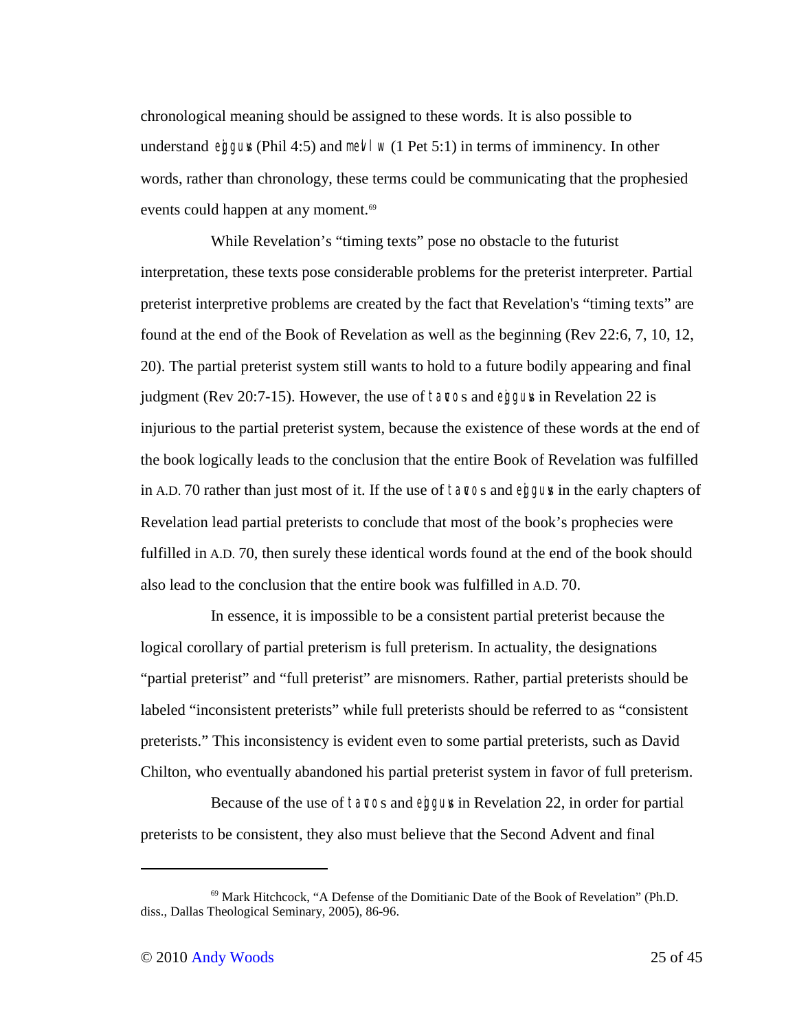chronological meaning should be assigned to these words. It is also possible to understand ejgguvı (Phil 4:5) and mevllw (1 Pet 5:1) in terms of imminency. In other words, rather than chronology, these terms could be communicating that the prophesied events could happen at any moment.[69]

While Revelation's "timing texts" pose no obstacle to the futurist interpretation, these texts pose considerable problems for the preterist interpreter. Partial preterist interpretive problems are created by the fact that Revelation's "timing texts" are found at the end of the Book of Revelation as well as the beginning (Rev 22:6, 7, 10, 12, 20). The partial preterist system still wants to hold to a future bodily appearing and final judgment (Rev 20:7-15). However, the use of tavcos and ejgguvı in Revelation 22 is injurious to the partial preterist system, because the existence of these words at the end of the book logically leads to the conclusion that the entire Book of Revelation was fulfilled in A.D. 70 rather than just most of it. If the use of tavcos and ejgguvı in the early chapters of Revelation lead partial preterists to conclude that most of the book's prophecies were fulfilled in A.D. 70, then surely these identical words found at the end of the book should also lead to the conclusion that the entire book was fulfilled in A.D. 70.

In essence, it is impossible to be a consistent partial preterist because the logical corollary of partial preterism is full preterism. In actuality, the designations "partial preterist" and "full preterist" are misnomers. Rather, partial preterists should be labeled "inconsistent preterists" while full preterists should be referred to as "consistent preterists." This inconsistency is evident even to some partial preterists, such as David Chilton, who eventually abandoned his partial preterist system in favor of full preterism.

Because of the use of tavcos and ejgguvı in Revelation 22, in order for partial preterists to be consistent, they also must believe that the Second Advent and final

---

[69] Mark Hitchcock, "A Defense of the Domitianic Date of the Book of Revelation" (Ph.D. diss., Dallas Theological Seminary, 2005), 86-96.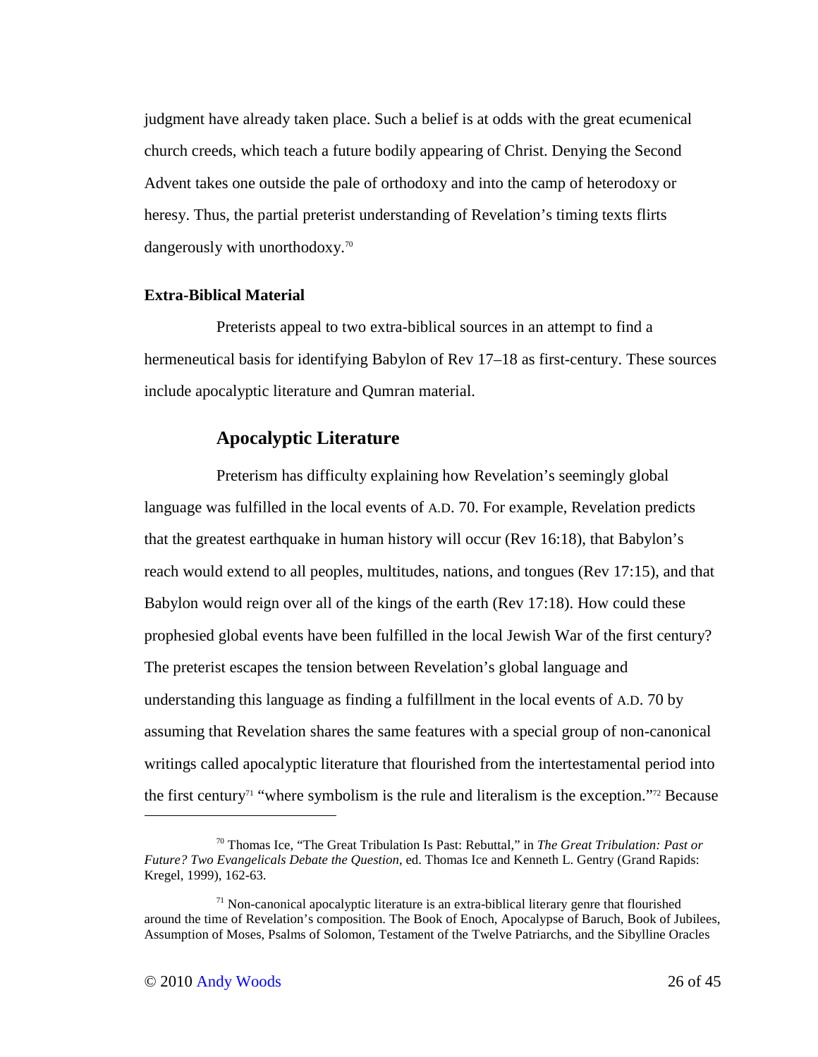judgment have already taken place. Such a belief is at odds with the great ecumenical church creeds, which teach a future bodily appearing of Christ. Denying the Second Advent takes one outside the pale of orthodoxy and into the camp of heterodoxy or heresy. Thus, the partial preterist understanding of Revelation's timing texts flirts dangerously with unorthodoxy.[70]

**Extra-Biblical Material**

Preterists appeal to two extra-biblical sources in an attempt to find a hermeneutical basis for identifying Babylon of Rev 17–18 as first-century. These sources include apocalyptic literature and Qumran material.

## Apocalyptic Literature

Preterism has difficulty explaining how Revelation's seemingly global language was fulfilled in the local events of A.D. 70. For example, Revelation predicts that the greatest earthquake in human history will occur (Rev 16:18), that Babylon's reach would extend to all peoples, multitudes, nations, and tongues (Rev 17:15), and that Babylon would reign over all of the kings of the earth (Rev 17:18). How could these prophesied global events have been fulfilled in the local Jewish War of the first century? The preterist escapes the tension between Revelation's global language and understanding this language as finding a fulfillment in the local events of A.D. 70 by assuming that Revelation shares the same features with a special group of non-canonical writings called apocalyptic literature that flourished from the intertestamental period into the first century[71] "where symbolism is the rule and literalism is the exception."[72] Because

---

[70] Thomas Ice, "The Great Tribulation Is Past: Rebuttal," in *The Great Tribulation: Past or Future? Two Evangelicals Debate the Question*, ed. Thomas Ice and Kenneth L. Gentry (Grand Rapids: Kregel, 1999), 162-63.

[71] Non-canonical apocalyptic literature is an extra-biblical literary genre that flourished around the time of Revelation's composition. The Book of Enoch, Apocalypse of Baruch, Book of Jubilees, Assumption of Moses, Psalms of Solomon, Testament of the Twelve Patriarchs, and the Sibylline Oracles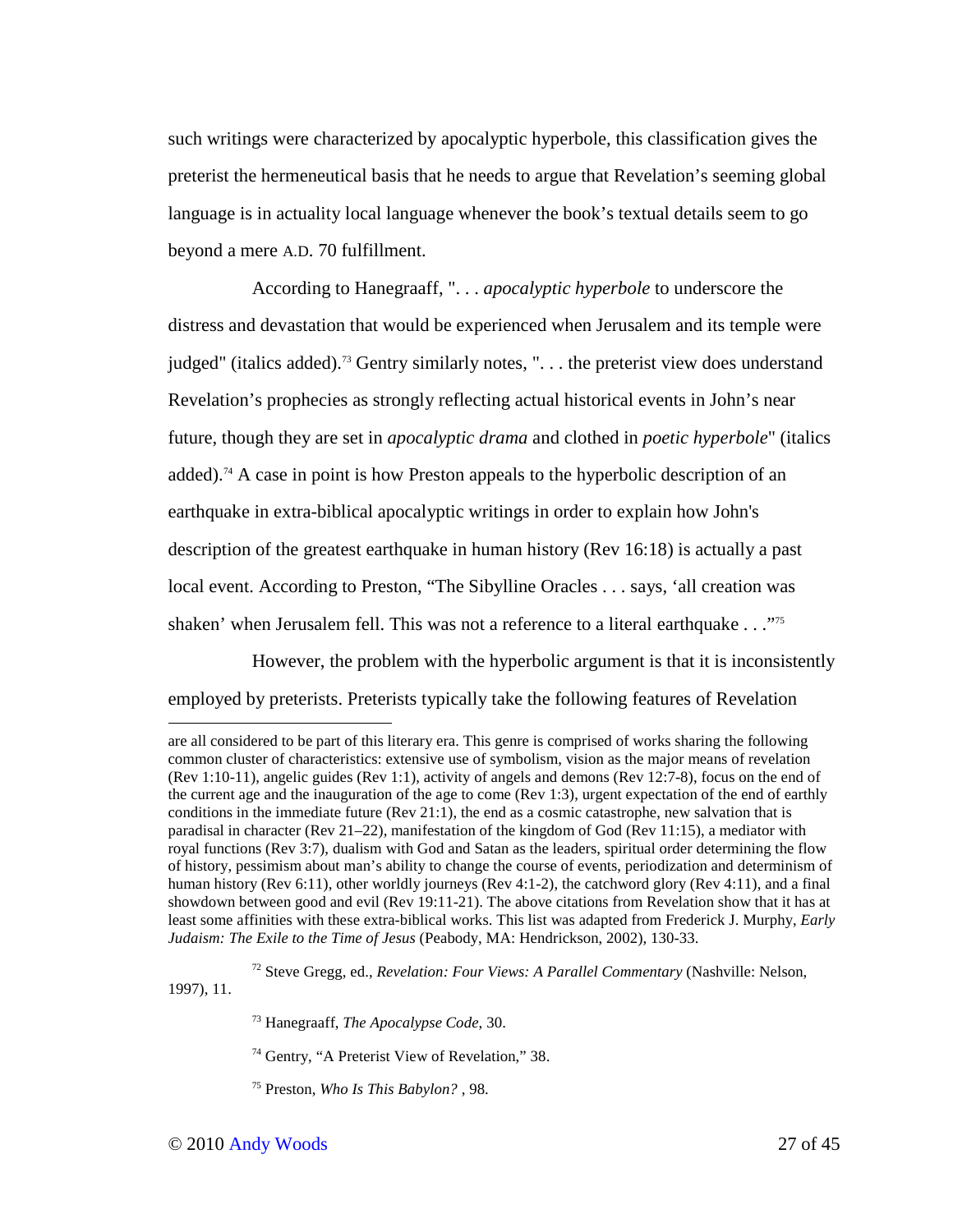such writings were characterized by apocalyptic hyperbole, this classification gives the preterist the hermeneutical basis that he needs to argue that Revelation's seeming global language is in actuality local language whenever the book's textual details seem to go beyond a mere A.D. 70 fulfillment.

According to Hanegraaff, ". . . *apocalyptic hyperbole* to underscore the distress and devastation that would be experienced when Jerusalem and its temple were judged" (italics added).[73] Gentry similarly notes, ". . . the preterist view does understand Revelation's prophecies as strongly reflecting actual historical events in John's near future, though they are set in *apocalyptic drama* and clothed in *poetic hyperbole*" (italics added).[74] A case in point is how Preston appeals to the hyperbolic description of an earthquake in extra-biblical apocalyptic writings in order to explain how John's description of the greatest earthquake in human history (Rev 16:18) is actually a past local event. According to Preston, "The Sibylline Oracles . . . says, 'all creation was shaken' when Jerusalem fell. This was not a reference to a literal earthquake . . ."[75]

However, the problem with the hyperbolic argument is that it is inconsistently employed by preterists. Preterists typically take the following features of Revelation

---

are all considered to be part of this literary era. This genre is comprised of works sharing the following common cluster of characteristics: extensive use of symbolism, vision as the major means of revelation (Rev 1:10-11), angelic guides (Rev 1:1), activity of angels and demons (Rev 12:7-8), focus on the end of the current age and the inauguration of the age to come (Rev 1:3), urgent expectation of the end of earthly conditions in the immediate future (Rev 21:1), the end as a cosmic catastrophe, new salvation that is paradisal in character (Rev 21–22), manifestation of the kingdom of God (Rev 11:15), a mediator with royal functions (Rev 3:7), dualism with God and Satan as the leaders, spiritual order determining the flow of history, pessimism about man's ability to change the course of events, periodization and determinism of human history (Rev 6:11), other worldly journeys (Rev 4:1-2), the catchword glory (Rev 4:11), and a final showdown between good and evil (Rev 19:11-21). The above citations from Revelation show that it has at least some affinities with these extra-biblical works. This list was adapted from Frederick J. Murphy, *Early Judaism: The Exile to the Time of Jesus* (Peabody, MA: Hendrickson, 2002), 130-33.

[72] Steve Gregg, ed., *Revelation: Four Views: A Parallel Commentary* (Nashville: Nelson, 1997), 11.

[73] Hanegraaff, *The Apocalypse Code*, 30.

[74] Gentry, "A Preterist View of Revelation," 38.

[75] Preston, *Who Is This Babylon?* , 98.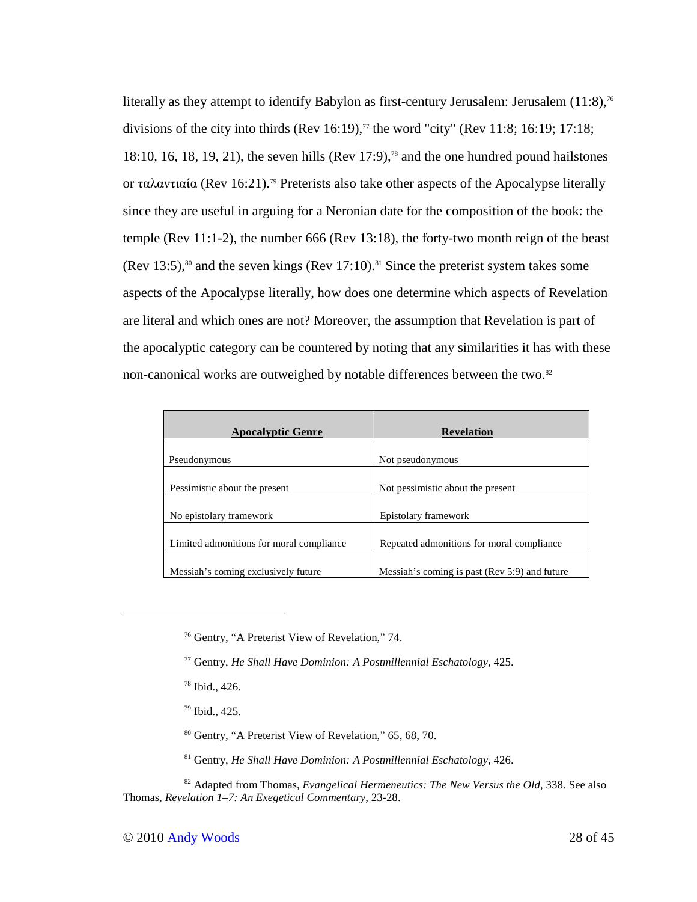literally as they attempt to identify Babylon as first-century Jerusalem: Jerusalem (11:8),[76] divisions of the city into thirds (Rev 16:19),[77] the word "city" (Rev 11:8; 16:19; 17:18; 18:10, 16, 18, 19, 21), the seven hills (Rev 17:9),[78] and the one hundred pound hailstones or ταλαντιαία (Rev 16:21).[79] Preterists also take other aspects of the Apocalypse literally since they are useful in arguing for a Neronian date for the composition of the book: the temple (Rev 11:1-2), the number 666 (Rev 13:18), the forty-two month reign of the beast (Rev 13:5),[80] and the seven kings (Rev 17:10).[81] Since the preterist system takes some aspects of the Apocalypse literally, how does one determine which aspects of Revelation are literal and which ones are not? Moreover, the assumption that Revelation is part of the apocalyptic category can be countered by noting that any similarities it has with these non-canonical works are outweighed by notable differences between the two.[82]

| **Apocalyptic Genre** | **Revelation** |
|---|---|
| Pseudonymous | Not pseudonymous |
| Pessimistic about the present | Not pessimistic about the present |
| No epistolary framework | Epistolary framework |
| Limited admonitions for moral compliance | Repeated admonitions for moral compliance |
| Messiah's coming exclusively future | Messiah's coming is past (Rev 5:9) and future |

---

[76] Gentry, "A Preterist View of Revelation," 74.

[77] Gentry, *He Shall Have Dominion: A Postmillennial Eschatology*, 425.

[78] Ibid., 426.

[79] Ibid., 425.

[80] Gentry, "A Preterist View of Revelation," 65, 68, 70.

[81] Gentry, *He Shall Have Dominion: A Postmillennial Eschatology*, 426.

[82] Adapted from Thomas, *Evangelical Hermeneutics: The New Versus the Old*, 338. See also Thomas, *Revelation 1–7: An Exegetical Commentary*, 23-28.

© 2010 Andy Woods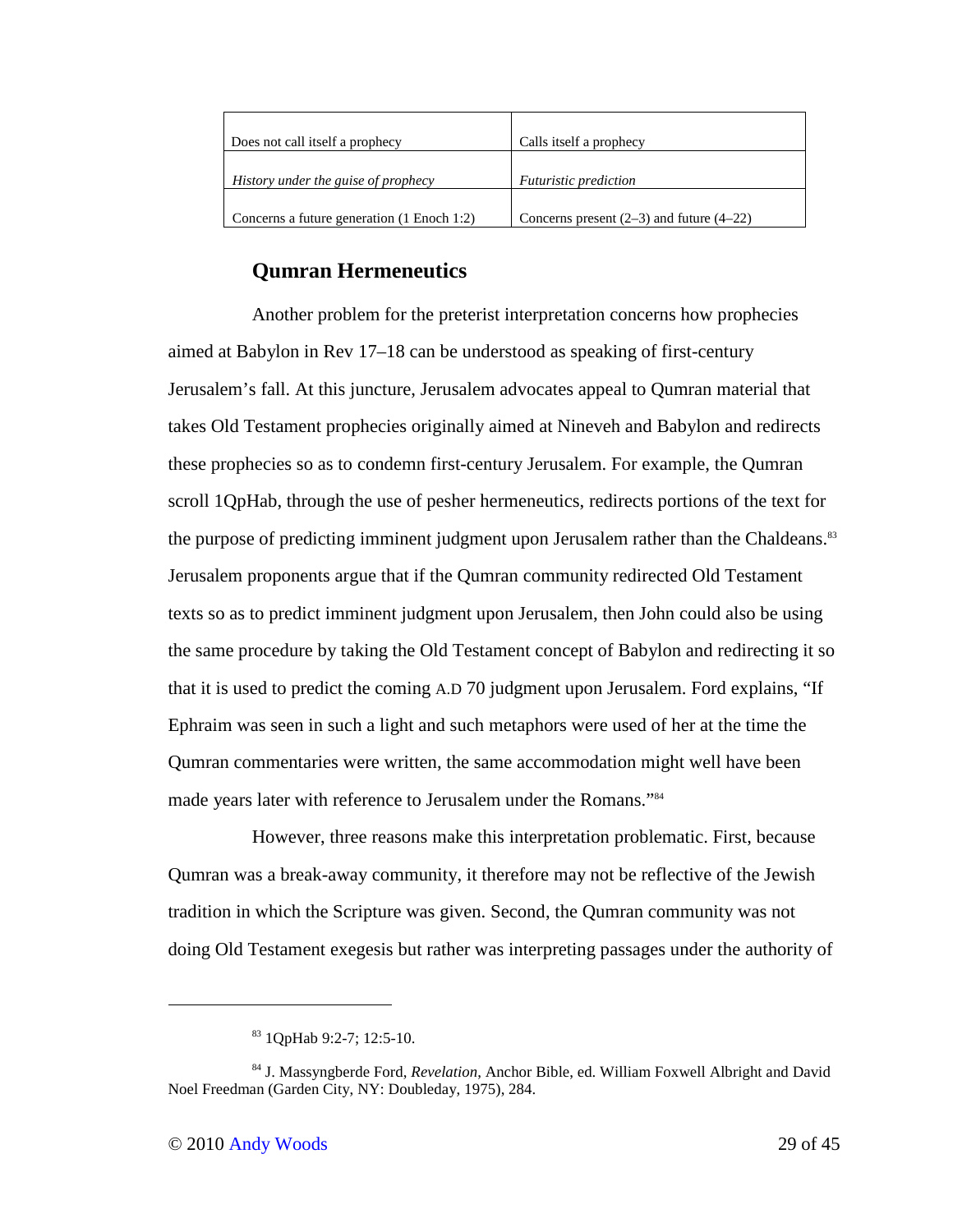| Does not call itself a prophecy | Calls itself a prophecy |
|---|---|
| *History under the guise of prophecy* | *Futuristic prediction* |
| Concerns a future generation (1 Enoch 1:2) | Concerns present (2–3) and future (4–22) |

## Qumran Hermeneutics

Another problem for the preterist interpretation concerns how prophecies aimed at Babylon in Rev 17–18 can be understood as speaking of first-century Jerusalem's fall. At this juncture, Jerusalem advocates appeal to Qumran material that takes Old Testament prophecies originally aimed at Nineveh and Babylon and redirects these prophecies so as to condemn first-century Jerusalem. For example, the Qumran scroll 1QpHab, through the use of pesher hermeneutics, redirects portions of the text for the purpose of predicting imminent judgment upon Jerusalem rather than the Chaldeans.[83] Jerusalem proponents argue that if the Qumran community redirected Old Testament texts so as to predict imminent judgment upon Jerusalem, then John could also be using the same procedure by taking the Old Testament concept of Babylon and redirecting it so that it is used to predict the coming A.D 70 judgment upon Jerusalem. Ford explains, "If Ephraim was seen in such a light and such metaphors were used of her at the time the Qumran commentaries were written, the same accommodation might well have been made years later with reference to Jerusalem under the Romans."[84]

However, three reasons make this interpretation problematic. First, because Qumran was a break-away community, it therefore may not be reflective of the Jewish tradition in which the Scripture was given. Second, the Qumran community was not doing Old Testament exegesis but rather was interpreting passages under the authority of

---

[83] 1QpHab 9:2-7; 12:5-10.

[84] J. Massyngberde Ford, *Revelation*, Anchor Bible, ed. William Foxwell Albright and David Noel Freedman (Garden City, NY: Doubleday, 1975), 284.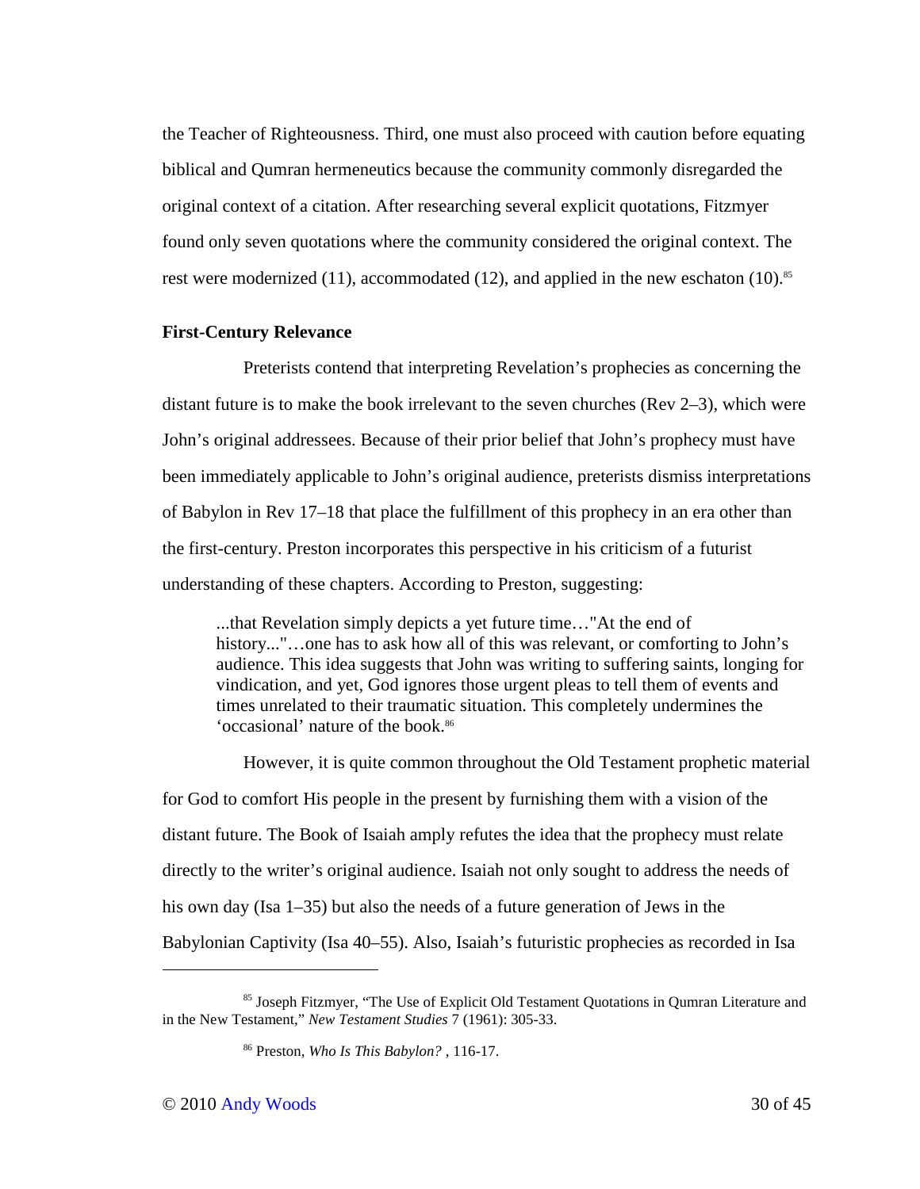the Teacher of Righteousness. Third, one must also proceed with caution before equating biblical and Qumran hermeneutics because the community commonly disregarded the original context of a citation. After researching several explicit quotations, Fitzmyer found only seven quotations where the community considered the original context. The rest were modernized (11), accommodated (12), and applied in the new eschaton (10).[85]

**First-Century Relevance**

Preterists contend that interpreting Revelation's prophecies as concerning the distant future is to make the book irrelevant to the seven churches (Rev 2–3), which were John's original addressees. Because of their prior belief that John's prophecy must have been immediately applicable to John's original audience, preterists dismiss interpretations of Babylon in Rev 17–18 that place the fulfillment of this prophecy in an era other than the first-century. Preston incorporates this perspective in his criticism of a futurist understanding of these chapters. According to Preston, suggesting:

> ...that Revelation simply depicts a yet future time…"At the end of history..."…one has to ask how all of this was relevant, or comforting to John's audience. This idea suggests that John was writing to suffering saints, longing for vindication, and yet, God ignores those urgent pleas to tell them of events and times unrelated to their traumatic situation. This completely undermines the 'occasional' nature of the book.[86]

However, it is quite common throughout the Old Testament prophetic material for God to comfort His people in the present by furnishing them with a vision of the distant future. The Book of Isaiah amply refutes the idea that the prophecy must relate directly to the writer's original audience. Isaiah not only sought to address the needs of his own day (Isa 1–35) but also the needs of a future generation of Jews in the Babylonian Captivity (Isa 40–55). Also, Isaiah's futuristic prophecies as recorded in Isa

---

[85] Joseph Fitzmyer, "The Use of Explicit Old Testament Quotations in Qumran Literature and in the New Testament," *New Testament Studies* 7 (1961): 305-33.

[86] Preston, *Who Is This Babylon?* , 116-17.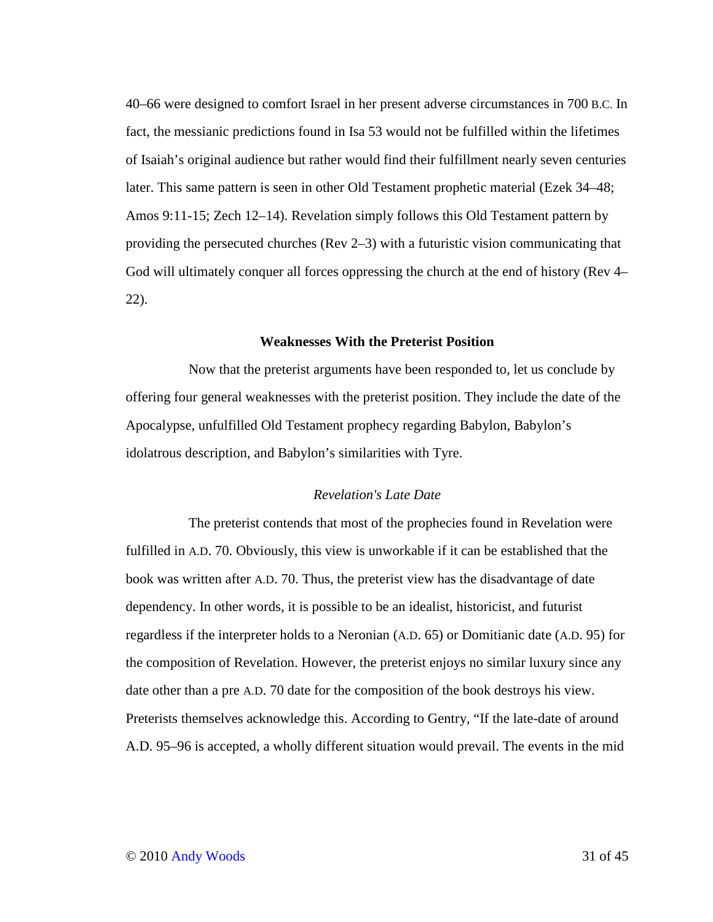40–66 were designed to comfort Israel in her present adverse circumstances in 700 B.C. In fact, the messianic predictions found in Isa 53 would not be fulfilled within the lifetimes of Isaiah's original audience but rather would find their fulfillment nearly seven centuries later. This same pattern is seen in other Old Testament prophetic material (Ezek 34–48; Amos 9:11-15; Zech 12–14). Revelation simply follows this Old Testament pattern by providing the persecuted churches (Rev 2–3) with a futuristic vision communicating that God will ultimately conquer all forces oppressing the church at the end of history (Rev 4–22).

### Weaknesses With the Preterist Position

Now that the preterist arguments have been responded to, let us conclude by offering four general weaknesses with the preterist position. They include the date of the Apocalypse, unfulfilled Old Testament prophecy regarding Babylon, Babylon's idolatrous description, and Babylon's similarities with Tyre.

#### *Revelation's Late Date*

The preterist contends that most of the prophecies found in Revelation were fulfilled in A.D. 70. Obviously, this view is unworkable if it can be established that the book was written after A.D. 70. Thus, the preterist view has the disadvantage of date dependency. In other words, it is possible to be an idealist, historicist, and futurist regardless if the interpreter holds to a Neronian (A.D. 65) or Domitianic date (A.D. 95) for the composition of Revelation. However, the preterist enjoys no similar luxury since any date other than a pre A.D. 70 date for the composition of the book destroys his view. Preterists themselves acknowledge this. According to Gentry, "If the late-date of around A.D. 95–96 is accepted, a wholly different situation would prevail. The events in the mid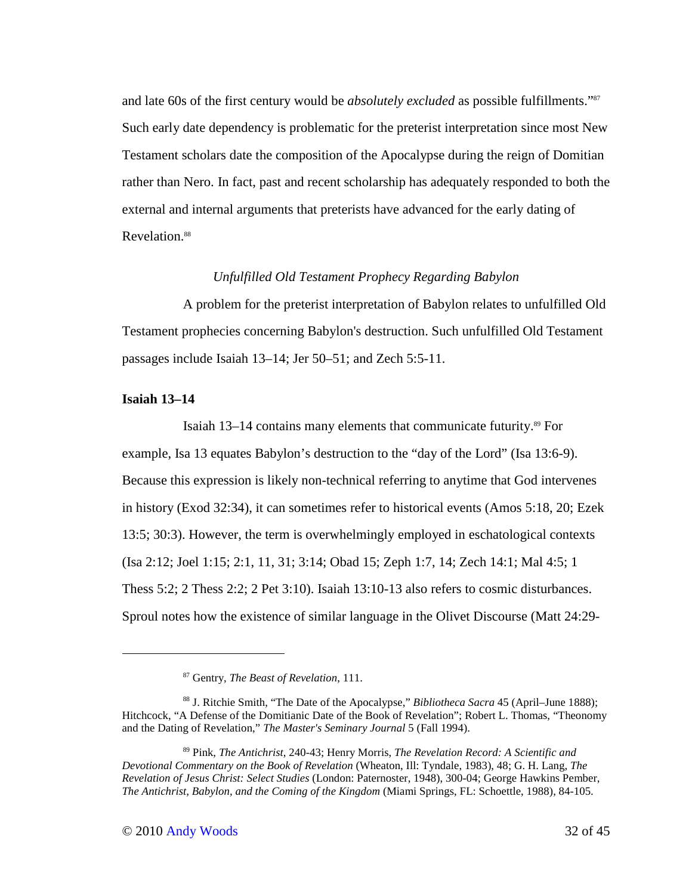and late 60s of the first century would be *absolutely excluded* as possible fulfillments."[87] Such early date dependency is problematic for the preterist interpretation since most New Testament scholars date the composition of the Apocalypse during the reign of Domitian rather than Nero. In fact, past and recent scholarship has adequately responded to both the external and internal arguments that preterists have advanced for the early dating of Revelation.[88]

### *Unfulfilled Old Testament Prophecy Regarding Babylon*

A problem for the preterist interpretation of Babylon relates to unfulfilled Old Testament prophecies concerning Babylon's destruction. Such unfulfilled Old Testament passages include Isaiah 13–14; Jer 50–51; and Zech 5:5-11.

#### **Isaiah 13–14**

Isaiah 13–14 contains many elements that communicate futurity.[89] For example, Isa 13 equates Babylon's destruction to the "day of the Lord" (Isa 13:6-9). Because this expression is likely non-technical referring to anytime that God intervenes in history (Exod 32:34), it can sometimes refer to historical events (Amos 5:18, 20; Ezek 13:5; 30:3). However, the term is overwhelmingly employed in eschatological contexts (Isa 2:12; Joel 1:15; 2:1, 11, 31; 3:14; Obad 15; Zeph 1:7, 14; Zech 14:1; Mal 4:5; 1 Thess 5:2; 2 Thess 2:2; 2 Pet 3:10). Isaiah 13:10-13 also refers to cosmic disturbances. Sproul notes how the existence of similar language in the Olivet Discourse (Matt 24:29-

---

[87] Gentry, *The Beast of Revelation*, 111.

[88] J. Ritchie Smith, "The Date of the Apocalypse," *Bibliotheca Sacra* 45 (April–June 1888); Hitchcock, "A Defense of the Domitianic Date of the Book of Revelation"; Robert L. Thomas, "Theonomy and the Dating of Revelation," *The Master's Seminary Journal* 5 (Fall 1994).

[89] Pink, *The Antichrist*, 240-43; Henry Morris, *The Revelation Record: A Scientific and Devotional Commentary on the Book of Revelation* (Wheaton, Ill: Tyndale, 1983), 48; G. H. Lang, *The Revelation of Jesus Christ: Select Studies* (London: Paternoster, 1948), 300-04; George Hawkins Pember, *The Antichrist, Babylon, and the Coming of the Kingdom* (Miami Springs, FL: Schoettle, 1988), 84-105.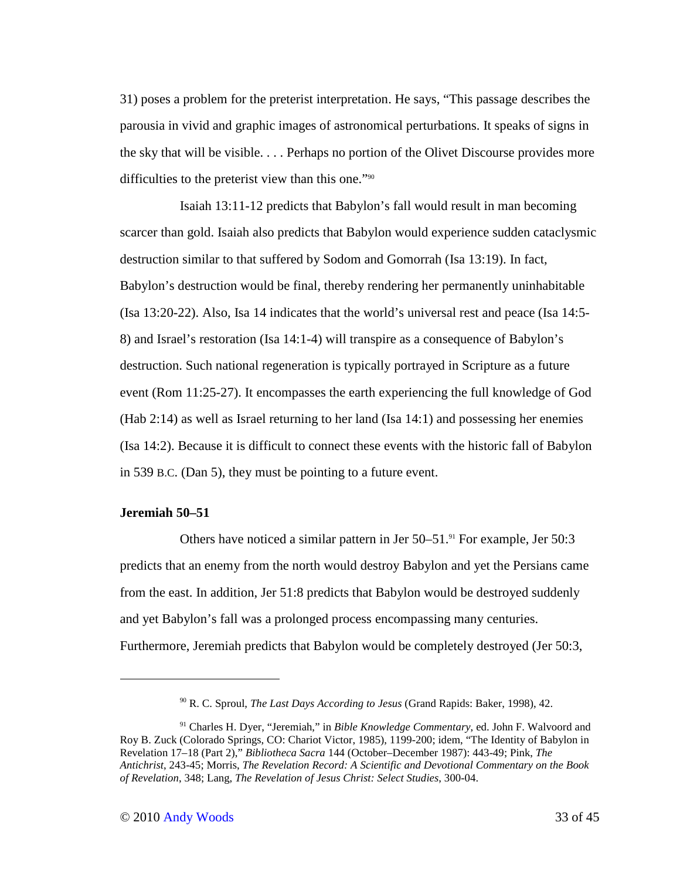31) poses a problem for the preterist interpretation. He says, "This passage describes the parousia in vivid and graphic images of astronomical perturbations. It speaks of signs in the sky that will be visible. . . . Perhaps no portion of the Olivet Discourse provides more difficulties to the preterist view than this one."[90]

Isaiah 13:11-12 predicts that Babylon's fall would result in man becoming scarcer than gold. Isaiah also predicts that Babylon would experience sudden cataclysmic destruction similar to that suffered by Sodom and Gomorrah (Isa 13:19). In fact, Babylon's destruction would be final, thereby rendering her permanently uninhabitable (Isa 13:20-22). Also, Isa 14 indicates that the world's universal rest and peace (Isa 14:5-8) and Israel's restoration (Isa 14:1-4) will transpire as a consequence of Babylon's destruction. Such national regeneration is typically portrayed in Scripture as a future event (Rom 11:25-27). It encompasses the earth experiencing the full knowledge of God (Hab 2:14) as well as Israel returning to her land (Isa 14:1) and possessing her enemies (Isa 14:2). Because it is difficult to connect these events with the historic fall of Babylon in 539 B.C. (Dan 5), they must be pointing to a future event.

**Jeremiah 50–51**

Others have noticed a similar pattern in Jer 50–51.[91] For example, Jer 50:3 predicts that an enemy from the north would destroy Babylon and yet the Persians came from the east. In addition, Jer 51:8 predicts that Babylon would be destroyed suddenly and yet Babylon's fall was a prolonged process encompassing many centuries. Furthermore, Jeremiah predicts that Babylon would be completely destroyed (Jer 50:3,

---

[90] R. C. Sproul, *The Last Days According to Jesus* (Grand Rapids: Baker, 1998), 42.

[91] Charles H. Dyer, "Jeremiah," in *Bible Knowledge Commentary*, ed. John F. Walvoord and Roy B. Zuck (Colorado Springs, CO: Chariot Victor, 1985), 1199-200; idem, "The Identity of Babylon in Revelation 17–18 (Part 2)," *Bibliotheca Sacra* 144 (October–December 1987): 443-49; Pink, *The Antichrist*, 243-45; Morris, *The Revelation Record: A Scientific and Devotional Commentary on the Book of Revelation*, 348; Lang, *The Revelation of Jesus Christ: Select Studies*, 300-04.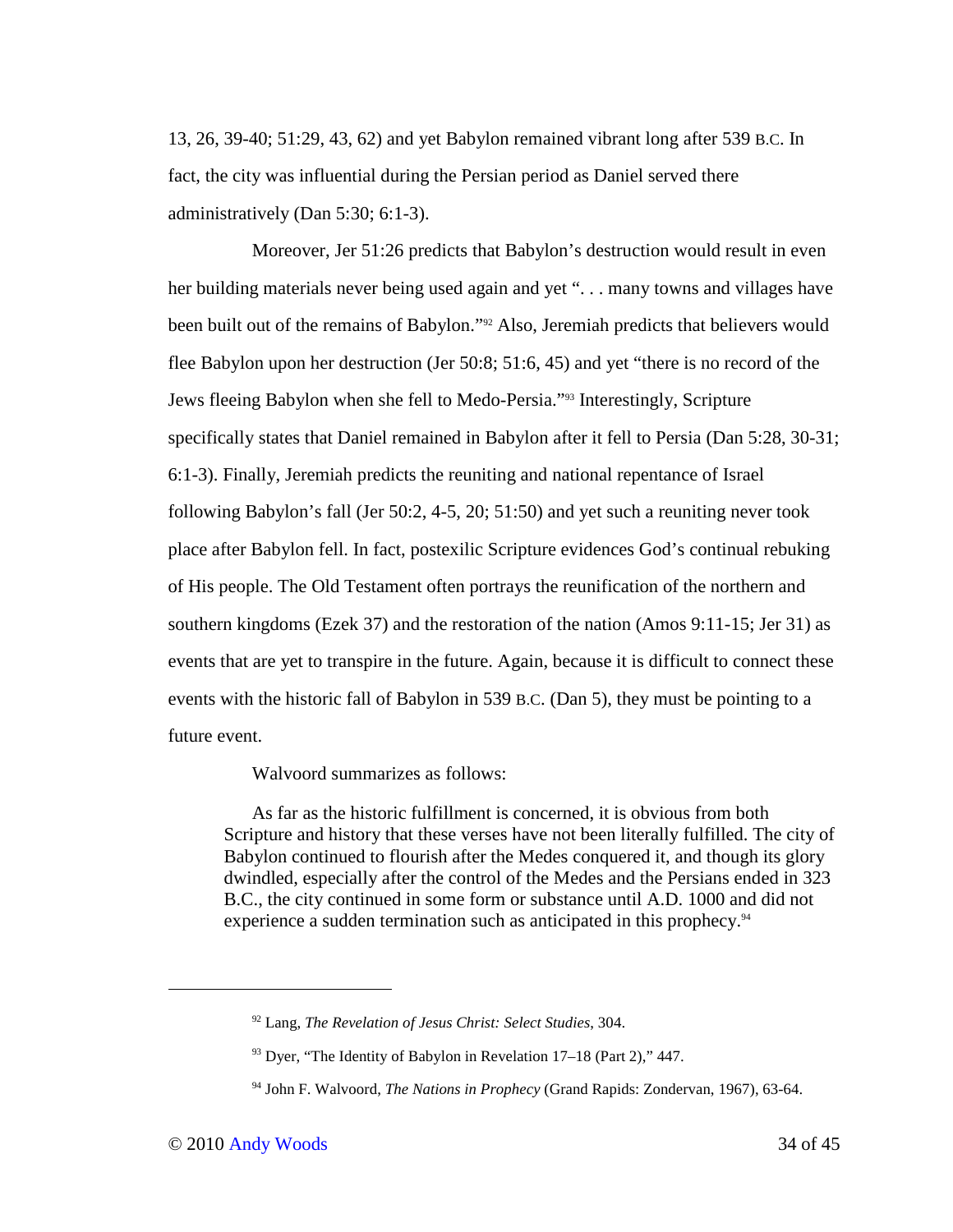13, 26, 39-40; 51:29, 43, 62) and yet Babylon remained vibrant long after 539 B.C. In fact, the city was influential during the Persian period as Daniel served there administratively (Dan 5:30; 6:1-3).

Moreover, Jer 51:26 predicts that Babylon's destruction would result in even her building materials never being used again and yet ". . . many towns and villages have been built out of the remains of Babylon."[92] Also, Jeremiah predicts that believers would flee Babylon upon her destruction (Jer 50:8; 51:6, 45) and yet "there is no record of the Jews fleeing Babylon when she fell to Medo-Persia."[93] Interestingly, Scripture specifically states that Daniel remained in Babylon after it fell to Persia (Dan 5:28, 30-31; 6:1-3). Finally, Jeremiah predicts the reuniting and national repentance of Israel following Babylon's fall (Jer 50:2, 4-5, 20; 51:50) and yet such a reuniting never took place after Babylon fell. In fact, postexilic Scripture evidences God's continual rebuking of His people. The Old Testament often portrays the reunification of the northern and southern kingdoms (Ezek 37) and the restoration of the nation (Amos 9:11-15; Jer 31) as events that are yet to transpire in the future. Again, because it is difficult to connect these events with the historic fall of Babylon in 539 B.C. (Dan 5), they must be pointing to a future event.

Walvoord summarizes as follows:

> As far as the historic fulfillment is concerned, it is obvious from both Scripture and history that these verses have not been literally fulfilled. The city of Babylon continued to flourish after the Medes conquered it, and though its glory dwindled, especially after the control of the Medes and the Persians ended in 323 B.C., the city continued in some form or substance until A.D. 1000 and did not experience a sudden termination such as anticipated in this prophecy.[94]

---

[92] Lang, *The Revelation of Jesus Christ: Select Studies*, 304.

[93] Dyer, "The Identity of Babylon in Revelation 17–18 (Part 2)," 447.

[94] John F. Walvoord, *The Nations in Prophecy* (Grand Rapids: Zondervan, 1967), 63-64.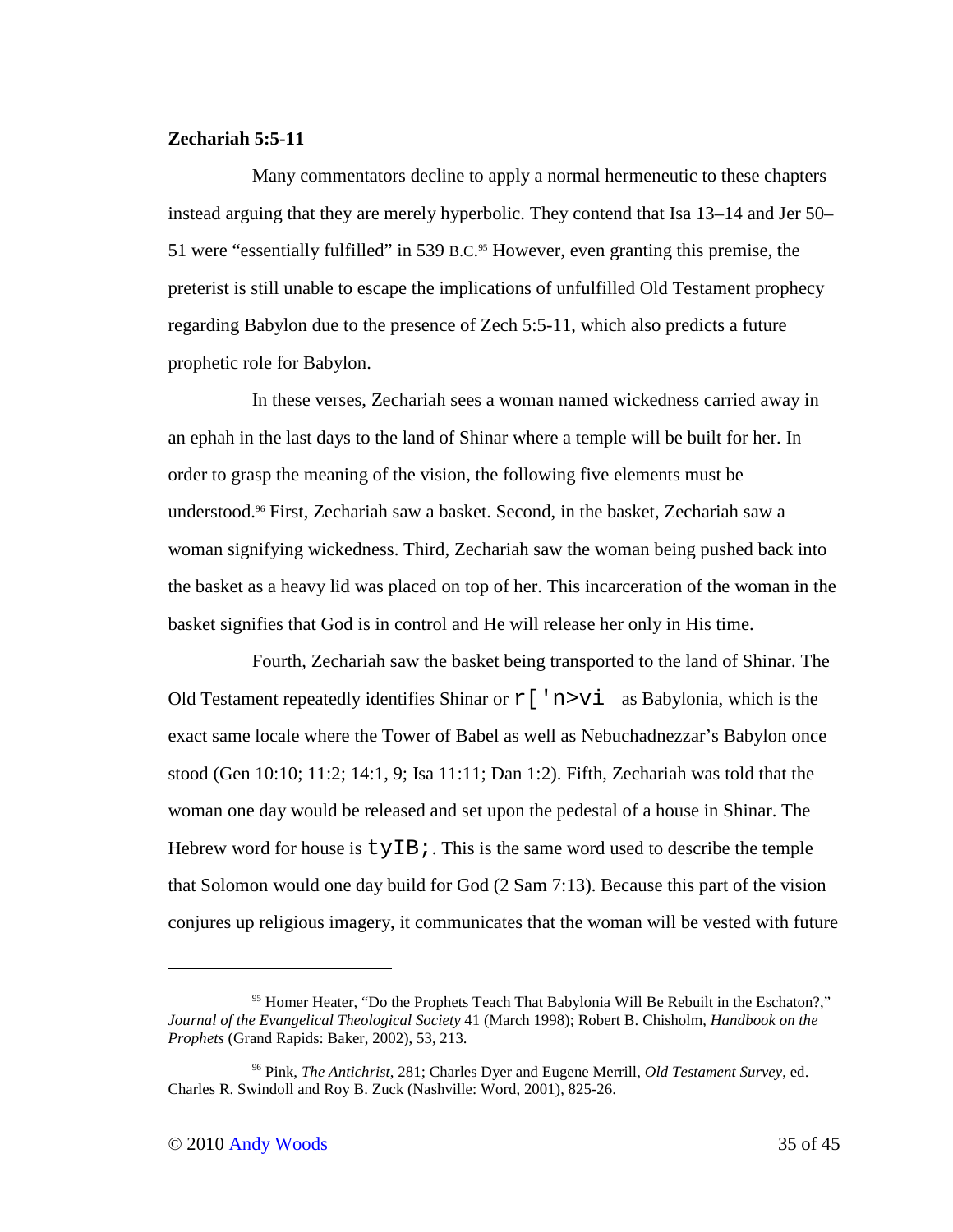**Zechariah 5:5-11**

Many commentators decline to apply a normal hermeneutic to these chapters instead arguing that they are merely hyperbolic. They contend that Isa 13–14 and Jer 50–51 were "essentially fulfilled" in 539 B.C.[95] However, even granting this premise, the preterist is still unable to escape the implications of unfulfilled Old Testament prophecy regarding Babylon due to the presence of Zech 5:5-11, which also predicts a future prophetic role for Babylon.

In these verses, Zechariah sees a woman named wickedness carried away in an ephah in the last days to the land of Shinar where a temple will be built for her. In order to grasp the meaning of the vision, the following five elements must be understood.[96] First, Zechariah saw a basket. Second, in the basket, Zechariah saw a woman signifying wickedness. Third, Zechariah saw the woman being pushed back into the basket as a heavy lid was placed on top of her. This incarceration of the woman in the basket signifies that God is in control and He will release her only in His time.

Fourth, Zechariah saw the basket being transported to the land of Shinar. The Old Testament repeatedly identifies Shinar or r['n>vi as Babylonia, which is the exact same locale where the Tower of Babel as well as Nebuchadnezzar's Babylon once stood (Gen 10:10; 11:2; 14:1, 9; Isa 11:11; Dan 1:2). Fifth, Zechariah was told that the woman one day would be released and set upon the pedestal of a house in Shinar. The Hebrew word for house is tyIB;. This is the same word used to describe the temple that Solomon would one day build for God (2 Sam 7:13). Because this part of the vision conjures up religious imagery, it communicates that the woman will be vested with future

---

[95] Homer Heater, "Do the Prophets Teach That Babylonia Will Be Rebuilt in the Eschaton?," *Journal of the Evangelical Theological Society* 41 (March 1998); Robert B. Chisholm, *Handbook on the Prophets* (Grand Rapids: Baker, 2002), 53, 213.

[96] Pink, *The Antichrist*, 281; Charles Dyer and Eugene Merrill, *Old Testament Survey*, ed. Charles R. Swindoll and Roy B. Zuck (Nashville: Word, 2001), 825-26.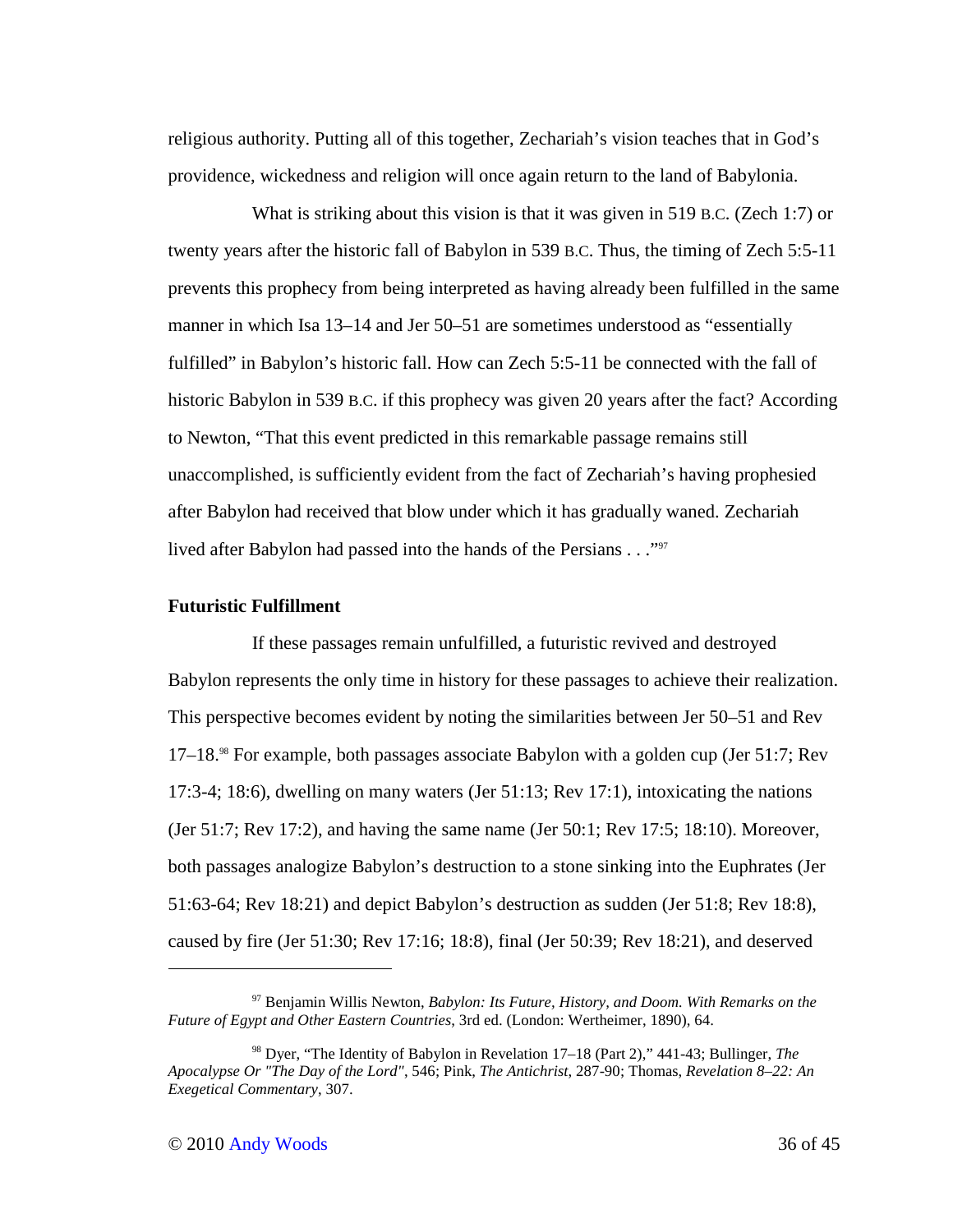religious authority. Putting all of this together, Zechariah's vision teaches that in God's providence, wickedness and religion will once again return to the land of Babylonia.

What is striking about this vision is that it was given in 519 B.C. (Zech 1:7) or twenty years after the historic fall of Babylon in 539 B.C. Thus, the timing of Zech 5:5-11 prevents this prophecy from being interpreted as having already been fulfilled in the same manner in which Isa 13–14 and Jer 50–51 are sometimes understood as "essentially fulfilled" in Babylon's historic fall. How can Zech 5:5-11 be connected with the fall of historic Babylon in 539 B.C. if this prophecy was given 20 years after the fact? According to Newton, "That this event predicted in this remarkable passage remains still unaccomplished, is sufficiently evident from the fact of Zechariah's having prophesied after Babylon had received that blow under which it has gradually waned. Zechariah lived after Babylon had passed into the hands of the Persians . . ."[97]

**Futuristic Fulfillment**

If these passages remain unfulfilled, a futuristic revived and destroyed Babylon represents the only time in history for these passages to achieve their realization. This perspective becomes evident by noting the similarities between Jer 50–51 and Rev 17–18.[98] For example, both passages associate Babylon with a golden cup (Jer 51:7; Rev 17:3-4; 18:6), dwelling on many waters (Jer 51:13; Rev 17:1), intoxicating the nations (Jer 51:7; Rev 17:2), and having the same name (Jer 50:1; Rev 17:5; 18:10). Moreover, both passages analogize Babylon's destruction to a stone sinking into the Euphrates (Jer 51:63-64; Rev 18:21) and depict Babylon's destruction as sudden (Jer 51:8; Rev 18:8), caused by fire (Jer 51:30; Rev 17:16; 18:8), final (Jer 50:39; Rev 18:21), and deserved

---

[97] Benjamin Willis Newton, *Babylon: Its Future, History, and Doom. With Remarks on the Future of Egypt and Other Eastern Countries*, 3rd ed. (London: Wertheimer, 1890), 64.

[98] Dyer, "The Identity of Babylon in Revelation 17–18 (Part 2)," 441-43; Bullinger, *The Apocalypse Or "The Day of the Lord"*, 546; Pink, *The Antichrist*, 287-90; Thomas, *Revelation 8–22: An Exegetical Commentary*, 307.

© 2010 Andy Woods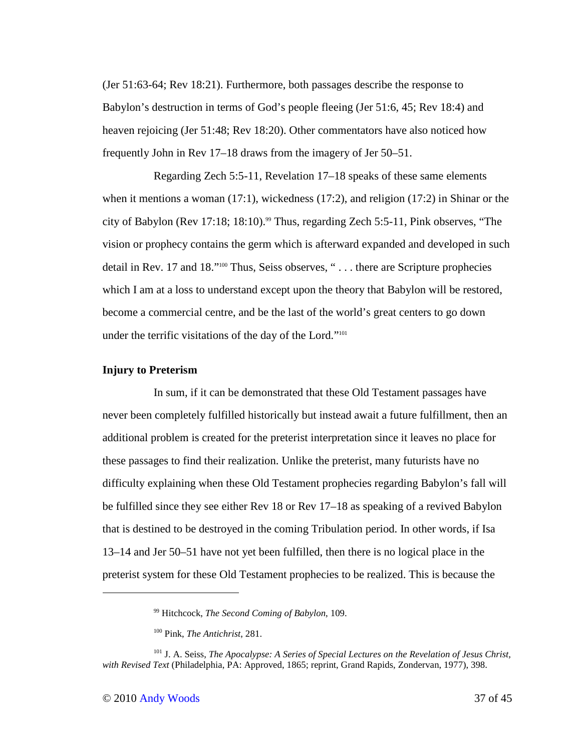(Jer 51:63-64; Rev 18:21). Furthermore, both passages describe the response to Babylon's destruction in terms of God's people fleeing (Jer 51:6, 45; Rev 18:4) and heaven rejoicing (Jer 51:48; Rev 18:20). Other commentators have also noticed how frequently John in Rev 17–18 draws from the imagery of Jer 50–51.

Regarding Zech 5:5-11, Revelation 17–18 speaks of these same elements when it mentions a woman (17:1), wickedness (17:2), and religion (17:2) in Shinar or the city of Babylon (Rev 17:18; 18:10).[99] Thus, regarding Zech 5:5-11, Pink observes, "The vision or prophecy contains the germ which is afterward expanded and developed in such detail in Rev. 17 and 18."[100] Thus, Seiss observes, " . . . there are Scripture prophecies which I am at a loss to understand except upon the theory that Babylon will be restored, become a commercial centre, and be the last of the world's great centers to go down under the terrific visitations of the day of the Lord."[101]

**Injury to Preterism**

In sum, if it can be demonstrated that these Old Testament passages have never been completely fulfilled historically but instead await a future fulfillment, then an additional problem is created for the preterist interpretation since it leaves no place for these passages to find their realization. Unlike the preterist, many futurists have no difficulty explaining when these Old Testament prophecies regarding Babylon's fall will be fulfilled since they see either Rev 18 or Rev 17–18 as speaking of a revived Babylon that is destined to be destroyed in the coming Tribulation period. In other words, if Isa 13–14 and Jer 50–51 have not yet been fulfilled, then there is no logical place in the preterist system for these Old Testament prophecies to be realized. This is because the

---

[99] Hitchcock, *The Second Coming of Babylon*, 109.

[100] Pink, *The Antichrist*, 281.

[101] J. A. Seiss, *The Apocalypse: A Series of Special Lectures on the Revelation of Jesus Christ, with Revised Text* (Philadelphia, PA: Approved, 1865; reprint, Grand Rapids, Zondervan, 1977), 398.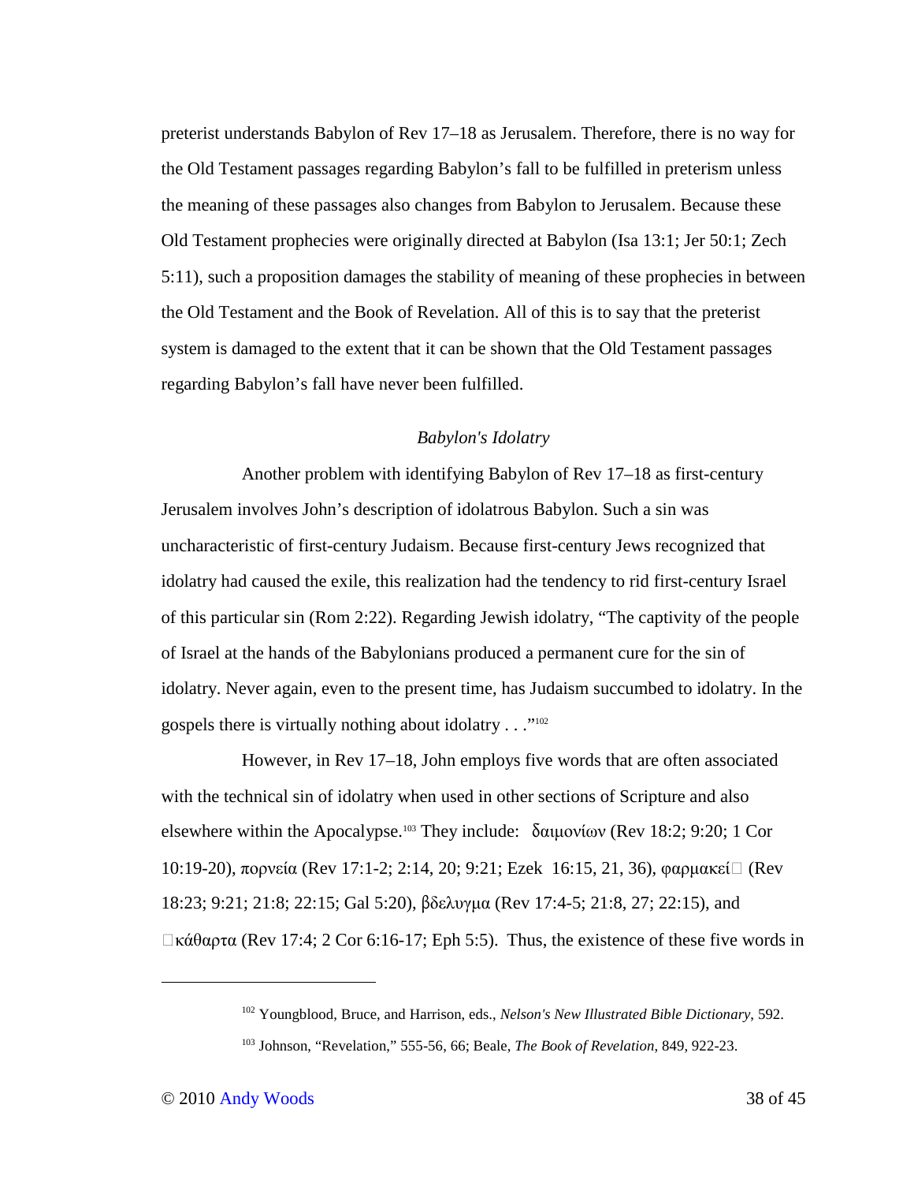preterist understands Babylon of Rev 17–18 as Jerusalem. Therefore, there is no way for the Old Testament passages regarding Babylon's fall to be fulfilled in preterism unless the meaning of these passages also changes from Babylon to Jerusalem. Because these Old Testament prophecies were originally directed at Babylon (Isa 13:1; Jer 50:1; Zech 5:11), such a proposition damages the stability of meaning of these prophecies in between the Old Testament and the Book of Revelation. All of this is to say that the preterist system is damaged to the extent that it can be shown that the Old Testament passages regarding Babylon's fall have never been fulfilled.

*Babylon's Idolatry*

Another problem with identifying Babylon of Rev 17–18 as first-century Jerusalem involves John's description of idolatrous Babylon. Such a sin was uncharacteristic of first-century Judaism. Because first-century Jews recognized that idolatry had caused the exile, this realization had the tendency to rid first-century Israel of this particular sin (Rom 2:22). Regarding Jewish idolatry, "The captivity of the people of Israel at the hands of the Babylonians produced a permanent cure for the sin of idolatry. Never again, even to the present time, has Judaism succumbed to idolatry. In the gospels there is virtually nothing about idolatry . . ."[102]

However, in Rev 17–18, John employs five words that are often associated with the technical sin of idolatry when used in other sections of Scripture and also elsewhere within the Apocalypse.[103] They include: δαιμονίων (Rev 18:2; 9:20; 1 Cor 10:19-20), πορνεία (Rev 17:1-2; 2:14, 20; 9:21; Ezek 16:15, 21, 36), φαρμακεί□ (Rev 18:23; 9:21; 21:8; 22:15; Gal 5:20), βδελυγμα (Rev 17:4-5; 21:8, 27; 22:15), and □κάθαρτα (Rev 17:4; 2 Cor 6:16-17; Eph 5:5). Thus, the existence of these five words in

---

[102] Youngblood, Bruce, and Harrison, eds., *Nelson's New Illustrated Bible Dictionary*, 592.

[103] Johnson, "Revelation," 555-56, 66; Beale, *The Book of Revelation*, 849, 922-23.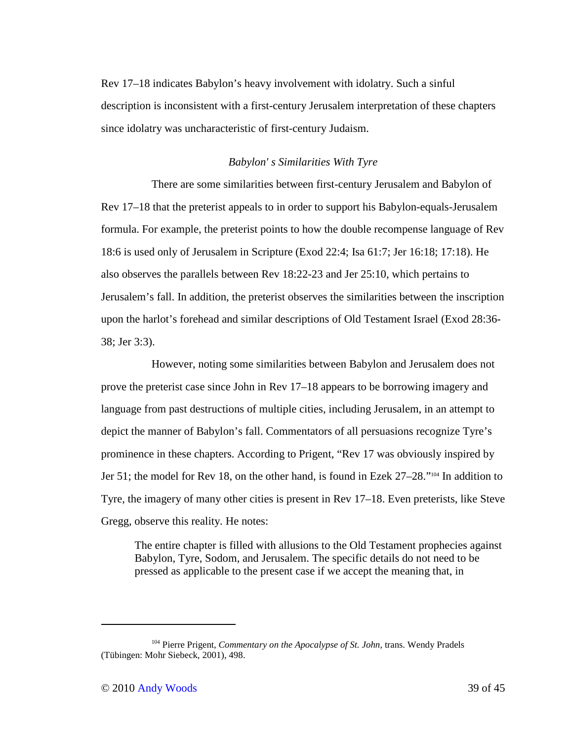Rev 17–18 indicates Babylon's heavy involvement with idolatry. Such a sinful description is inconsistent with a first-century Jerusalem interpretation of these chapters since idolatry was uncharacteristic of first-century Judaism.

### *Babylon' s Similarities With Tyre*

There are some similarities between first-century Jerusalem and Babylon of Rev 17–18 that the preterist appeals to in order to support his Babylon-equals-Jerusalem formula. For example, the preterist points to how the double recompense language of Rev 18:6 is used only of Jerusalem in Scripture (Exod 22:4; Isa 61:7; Jer 16:18; 17:18). He also observes the parallels between Rev 18:22-23 and Jer 25:10, which pertains to Jerusalem's fall. In addition, the preterist observes the similarities between the inscription upon the harlot's forehead and similar descriptions of Old Testament Israel (Exod 28:36-38; Jer 3:3).

However, noting some similarities between Babylon and Jerusalem does not prove the preterist case since John in Rev 17–18 appears to be borrowing imagery and language from past destructions of multiple cities, including Jerusalem, in an attempt to depict the manner of Babylon's fall. Commentators of all persuasions recognize Tyre's prominence in these chapters. According to Prigent, "Rev 17 was obviously inspired by Jer 51; the model for Rev 18, on the other hand, is found in Ezek 27–28."[104] In addition to Tyre, the imagery of many other cities is present in Rev 17–18. Even preterists, like Steve Gregg, observe this reality. He notes:

> The entire chapter is filled with allusions to the Old Testament prophecies against Babylon, Tyre, Sodom, and Jerusalem. The specific details do not need to be pressed as applicable to the present case if we accept the meaning that, in

---

[104] Pierre Prigent, *Commentary on the Apocalypse of St. John*, trans. Wendy Pradels (Tübingen: Mohr Siebeck, 2001), 498.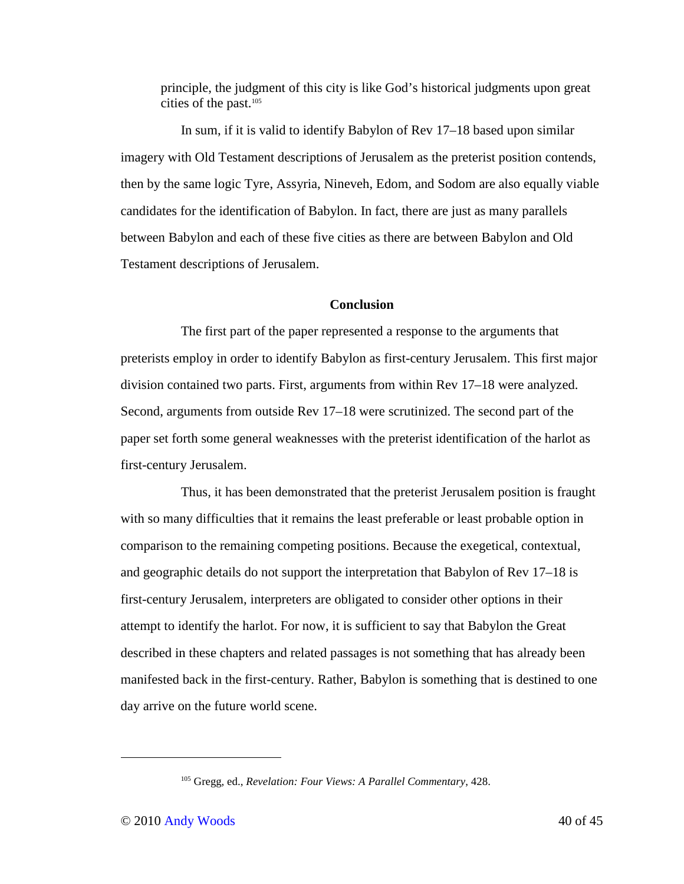principle, the judgment of this city is like God's historical judgments upon great cities of the past.[105]

In sum, if it is valid to identify Babylon of Rev 17–18 based upon similar imagery with Old Testament descriptions of Jerusalem as the preterist position contends, then by the same logic Tyre, Assyria, Nineveh, Edom, and Sodom are also equally viable candidates for the identification of Babylon. In fact, there are just as many parallels between Babylon and each of these five cities as there are between Babylon and Old Testament descriptions of Jerusalem.

### Conclusion

The first part of the paper represented a response to the arguments that preterists employ in order to identify Babylon as first-century Jerusalem. This first major division contained two parts. First, arguments from within Rev 17–18 were analyzed. Second, arguments from outside Rev 17–18 were scrutinized. The second part of the paper set forth some general weaknesses with the preterist identification of the harlot as first-century Jerusalem.

Thus, it has been demonstrated that the preterist Jerusalem position is fraught with so many difficulties that it remains the least preferable or least probable option in comparison to the remaining competing positions. Because the exegetical, contextual, and geographic details do not support the interpretation that Babylon of Rev 17–18 is first-century Jerusalem, interpreters are obligated to consider other options in their attempt to identify the harlot. For now, it is sufficient to say that Babylon the Great described in these chapters and related passages is not something that has already been manifested back in the first-century. Rather, Babylon is something that is destined to one day arrive on the future world scene.

---

[105] Gregg, ed., *Revelation: Four Views: A Parallel Commentary*, 428.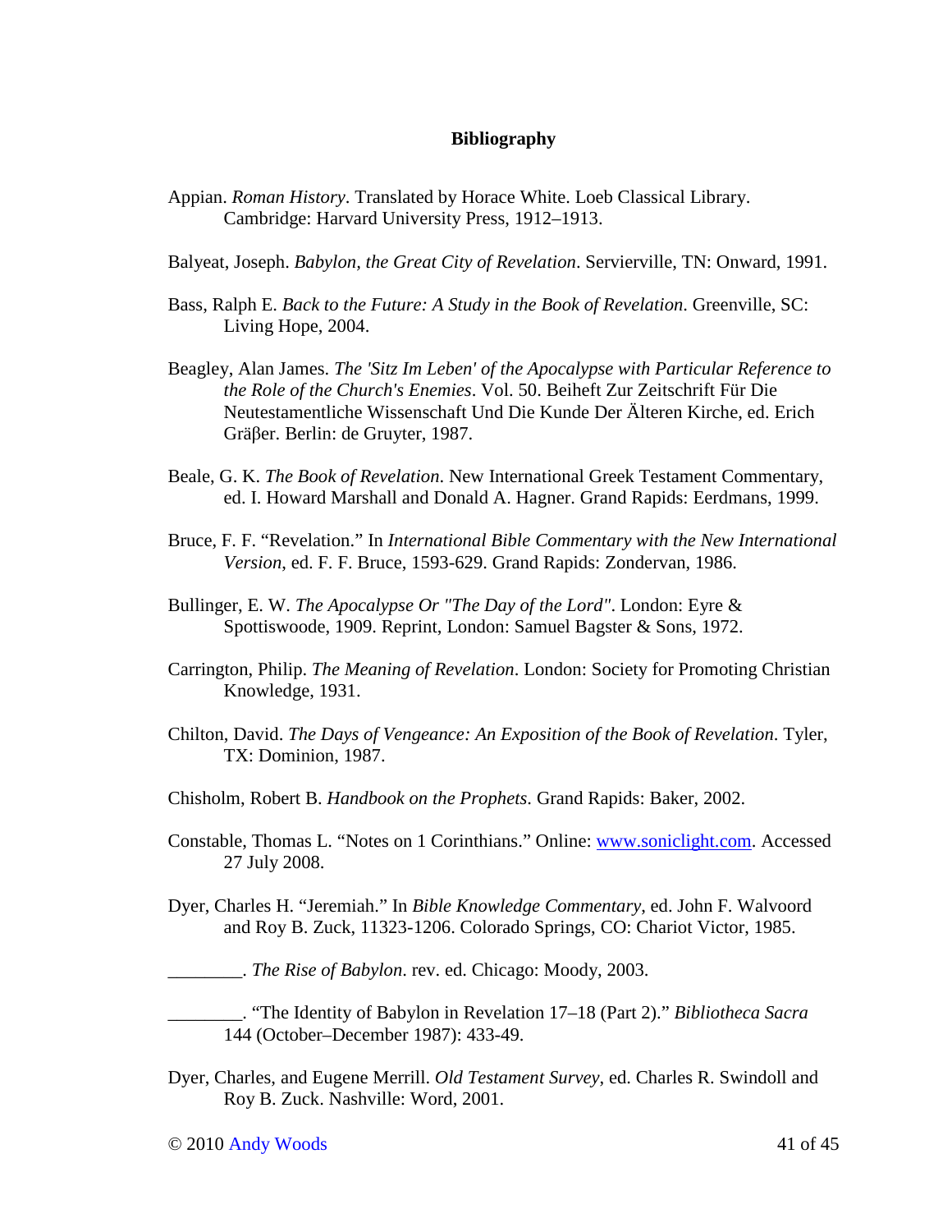# Bibliography

Appian. *Roman History*. Translated by Horace White. Loeb Classical Library. Cambridge: Harvard University Press, 1912–1913.

Balyeat, Joseph. *Babylon, the Great City of Revelation*. Servierville, TN: Onward, 1991.

Bass, Ralph E. *Back to the Future: A Study in the Book of Revelation*. Greenville, SC: Living Hope, 2004.

Beagley, Alan James. *The 'Sitz Im Leben' of the Apocalypse with Particular Reference to the Role of the Church's Enemies*. Vol. 50. Beiheft Zur Zeitschrift Für Die Neutestamentliche Wissenschaft Und Die Kunde Der Älteren Kirche, ed. Erich Gräβer. Berlin: de Gruyter, 1987.

Beale, G. K. *The Book of Revelation*. New International Greek Testament Commentary, ed. I. Howard Marshall and Donald A. Hagner. Grand Rapids: Eerdmans, 1999.

Bruce, F. F. "Revelation." In *International Bible Commentary with the New International Version*, ed. F. F. Bruce, 1593-629. Grand Rapids: Zondervan, 1986.

Bullinger, E. W. *The Apocalypse Or "The Day of the Lord"*. London: Eyre & Spottiswoode, 1909. Reprint, London: Samuel Bagster & Sons, 1972.

Carrington, Philip. *The Meaning of Revelation*. London: Society for Promoting Christian Knowledge, 1931.

Chilton, David. *The Days of Vengeance: An Exposition of the Book of Revelation*. Tyler, TX: Dominion, 1987.

Chisholm, Robert B. *Handbook on the Prophets.* Grand Rapids: Baker, 2002.

Constable, Thomas L. "Notes on 1 Corinthians." Online: www.soniclight.com. Accessed 27 July 2008.

Dyer, Charles H. "Jeremiah." In *Bible Knowledge Commentary*, ed. John F. Walvoord and Roy B. Zuck, 11323-1206. Colorado Springs, CO: Chariot Victor, 1985.

________. *The Rise of Babylon*. rev. ed. Chicago: Moody, 2003.

________. "The Identity of Babylon in Revelation 17–18 (Part 2)." *Bibliotheca Sacra* 144 (October–December 1987): 433-49.

Dyer, Charles, and Eugene Merrill. *Old Testament Survey*, ed. Charles R. Swindoll and Roy B. Zuck. Nashville: Word, 2001.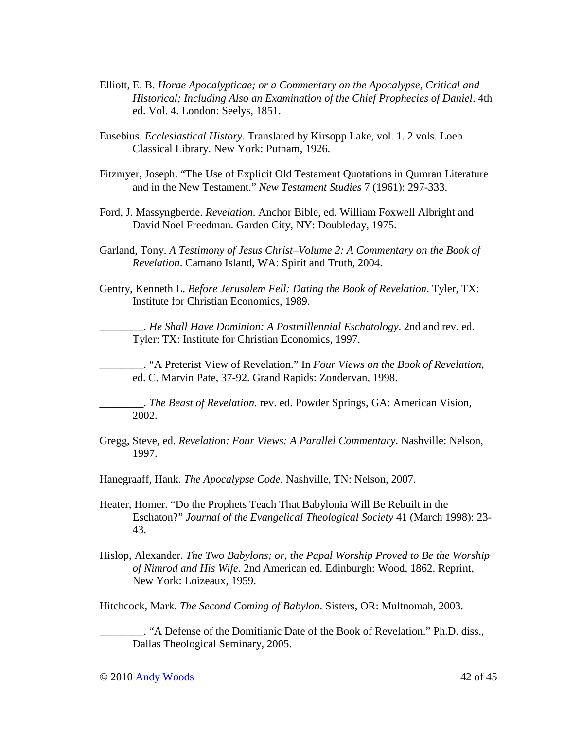Elliott, E. B. *Horae Apocalypticae; or a Commentary on the Apocalypse, Critical and Historical; Including Also an Examination of the Chief Prophecies of Daniel*. 4th ed. Vol. 4. London: Seelys, 1851.

Eusebius. *Ecclesiastical History*. Translated by Kirsopp Lake, vol. 1. 2 vols. Loeb Classical Library. New York: Putnam, 1926.

Fitzmyer, Joseph. "The Use of Explicit Old Testament Quotations in Qumran Literature and in the New Testament." *New Testament Studies* 7 (1961): 297-333.

Ford, J. Massyngberde. *Revelation.* Anchor Bible, ed. William Foxwell Albright and David Noel Freedman. Garden City, NY: Doubleday, 1975.

Garland, Tony. *A Testimony of Jesus Christ–Volume 2: A Commentary on the Book of Revelation*. Camano Island, WA: Spirit and Truth, 2004.

Gentry, Kenneth L. *Before Jerusalem Fell: Dating the Book of Revelation*. Tyler, TX: Institute for Christian Economics, 1989.

________. *He Shall Have Dominion: A Postmillennial Eschatology*. 2nd and rev. ed. Tyler: TX: Institute for Christian Economics, 1997.

________. "A Preterist View of Revelation." In *Four Views on the Book of Revelation*, ed. C. Marvin Pate, 37-92. Grand Rapids: Zondervan, 1998.

________. *The Beast of Revelation*. rev. ed. Powder Springs, GA: American Vision, 2002.

Gregg, Steve, ed. *Revelation: Four Views: A Parallel Commentary*. Nashville: Nelson, 1997.

Hanegraaff, Hank. *The Apocalypse Code*. Nashville, TN: Nelson, 2007.

Heater, Homer. "Do the Prophets Teach That Babylonia Will Be Rebuilt in the Eschaton?" *Journal of the Evangelical Theological Society* 41 (March 1998): 23-43.

Hislop, Alexander. *The Two Babylons; or, the Papal Worship Proved to Be the Worship of Nimrod and His Wife*. 2nd American ed. Edinburgh: Wood, 1862. Reprint, New York: Loizeaux, 1959.

Hitchcock, Mark. *The Second Coming of Babylon*. Sisters, OR: Multnomah, 2003.

________. "A Defense of the Domitianic Date of the Book of Revelation." Ph.D. diss., Dallas Theological Seminary, 2005.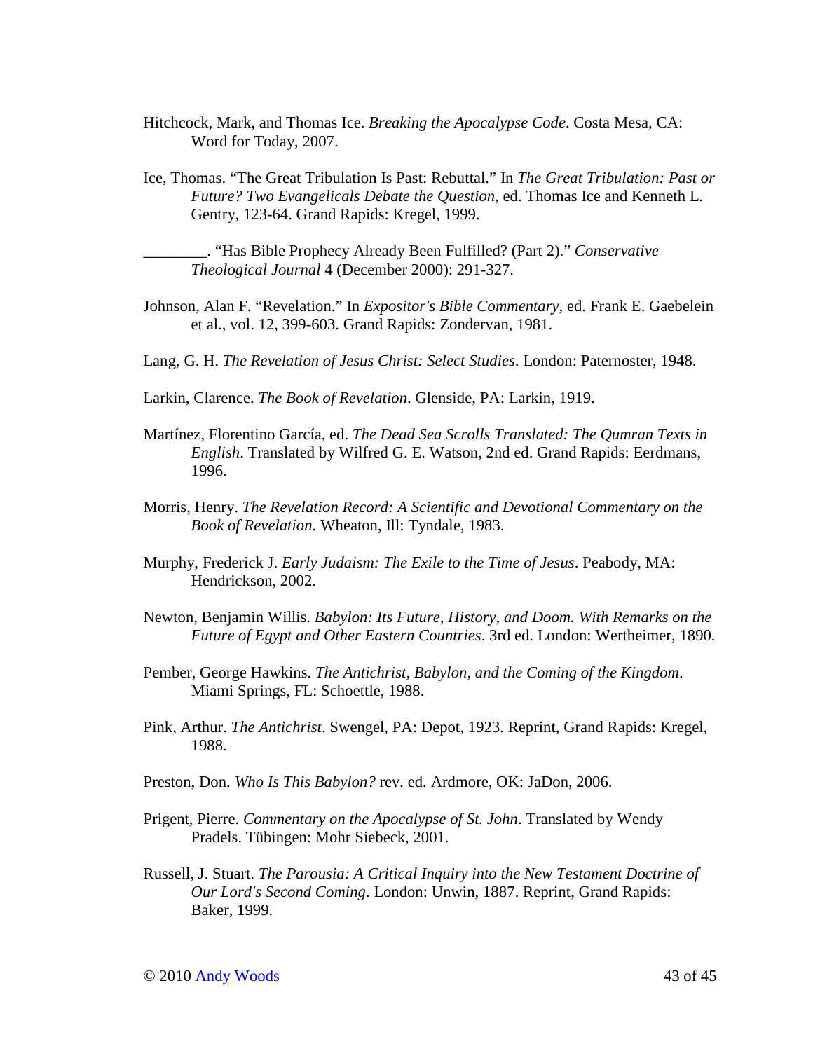Hitchcock, Mark, and Thomas Ice. *Breaking the Apocalypse Code*. Costa Mesa, CA: Word for Today, 2007.

Ice, Thomas. "The Great Tribulation Is Past: Rebuttal." In *The Great Tribulation: Past or Future? Two Evangelicals Debate the Question*, ed. Thomas Ice and Kenneth L. Gentry, 123-64. Grand Rapids: Kregel, 1999.

________. "Has Bible Prophecy Already Been Fulfilled? (Part 2)." *Conservative Theological Journal* 4 (December 2000): 291-327.

Johnson, Alan F. "Revelation." In *Expositor's Bible Commentary*, ed. Frank E. Gaebelein et al., vol. 12, 399-603. Grand Rapids: Zondervan, 1981.

Lang, G. H. *The Revelation of Jesus Christ: Select Studies*. London: Paternoster, 1948.

Larkin, Clarence. *The Book of Revelation*. Glenside, PA: Larkin, 1919.

Martínez, Florentino García, ed. *The Dead Sea Scrolls Translated: The Qumran Texts in English*. Translated by Wilfred G. E. Watson, 2nd ed. Grand Rapids: Eerdmans, 1996.

Morris, Henry. *The Revelation Record: A Scientific and Devotional Commentary on the Book of Revelation*. Wheaton, Ill: Tyndale, 1983.

Murphy, Frederick J. *Early Judaism: The Exile to the Time of Jesus*. Peabody, MA: Hendrickson, 2002.

Newton, Benjamin Willis. *Babylon: Its Future, History, and Doom. With Remarks on the Future of Egypt and Other Eastern Countries*. 3rd ed. London: Wertheimer, 1890.

Pember, George Hawkins. *The Antichrist, Babylon, and the Coming of the Kingdom*. Miami Springs, FL: Schoettle, 1988.

Pink, Arthur. *The Antichrist*. Swengel, PA: Depot, 1923. Reprint, Grand Rapids: Kregel, 1988.

Preston, Don. *Who Is This Babylon?* rev. ed. Ardmore, OK: JaDon, 2006.

Prigent, Pierre. *Commentary on the Apocalypse of St. John*. Translated by Wendy Pradels. Tübingen: Mohr Siebeck, 2001.

Russell, J. Stuart. *The Parousia: A Critical Inquiry into the New Testament Doctrine of Our Lord's Second Coming*. London: Unwin, 1887. Reprint, Grand Rapids: Baker, 1999.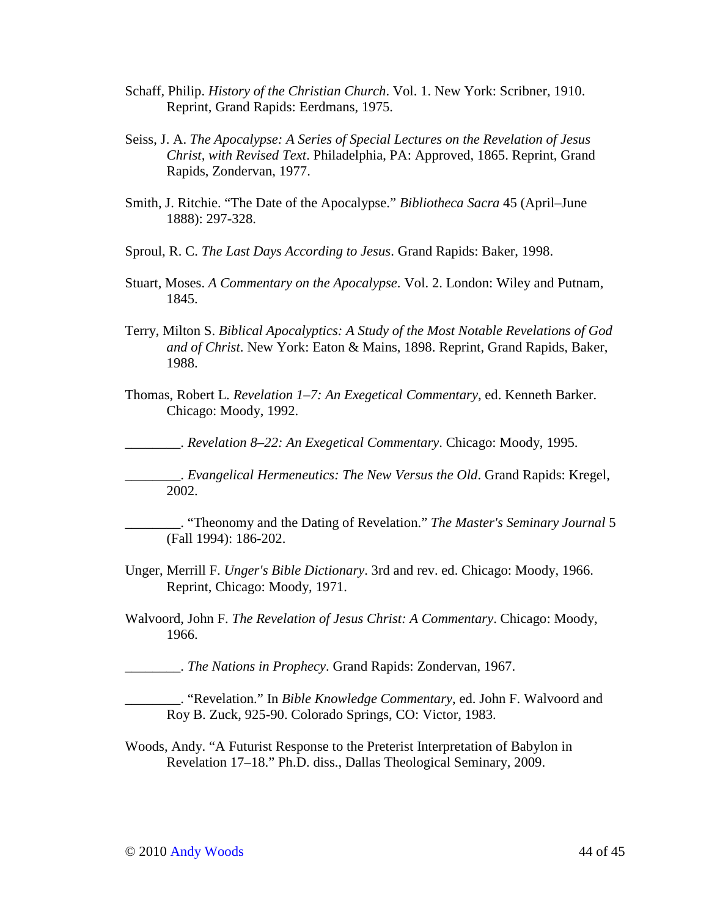Schaff, Philip. *History of the Christian Church*. Vol. 1. New York: Scribner, 1910. Reprint, Grand Rapids: Eerdmans, 1975.

Seiss, J. A. *The Apocalypse: A Series of Special Lectures on the Revelation of Jesus Christ, with Revised Text*. Philadelphia, PA: Approved, 1865. Reprint, Grand Rapids, Zondervan, 1977.

Smith, J. Ritchie. "The Date of the Apocalypse." *Bibliotheca Sacra* 45 (April–June 1888): 297-328.

Sproul, R. C. *The Last Days According to Jesus*. Grand Rapids: Baker, 1998.

Stuart, Moses. *A Commentary on the Apocalypse*. Vol. 2. London: Wiley and Putnam, 1845.

Terry, Milton S. *Biblical Apocalyptics: A Study of the Most Notable Revelations of God and of Christ*. New York: Eaton & Mains, 1898. Reprint, Grand Rapids, Baker, 1988.

Thomas, Robert L. *Revelation 1–7: An Exegetical Commentary*, ed. Kenneth Barker. Chicago: Moody, 1992.

________. *Revelation 8–22: An Exegetical Commentary*. Chicago: Moody, 1995.

________. *Evangelical Hermeneutics: The New Versus the Old*. Grand Rapids: Kregel, 2002.

________. "Theonomy and the Dating of Revelation." *The Master's Seminary Journal* 5 (Fall 1994): 186-202.

Unger, Merrill F. *Unger's Bible Dictionary*. 3rd and rev. ed. Chicago: Moody, 1966. Reprint, Chicago: Moody, 1971.

Walvoord, John F. *The Revelation of Jesus Christ: A Commentary*. Chicago: Moody, 1966.

________. *The Nations in Prophecy*. Grand Rapids: Zondervan, 1967.

________. "Revelation." In *Bible Knowledge Commentary*, ed. John F. Walvoord and Roy B. Zuck, 925-90. Colorado Springs, CO: Victor, 1983.

Woods, Andy. "A Futurist Response to the Preterist Interpretation of Babylon in Revelation 17–18." Ph.D. diss., Dallas Theological Seminary, 2009.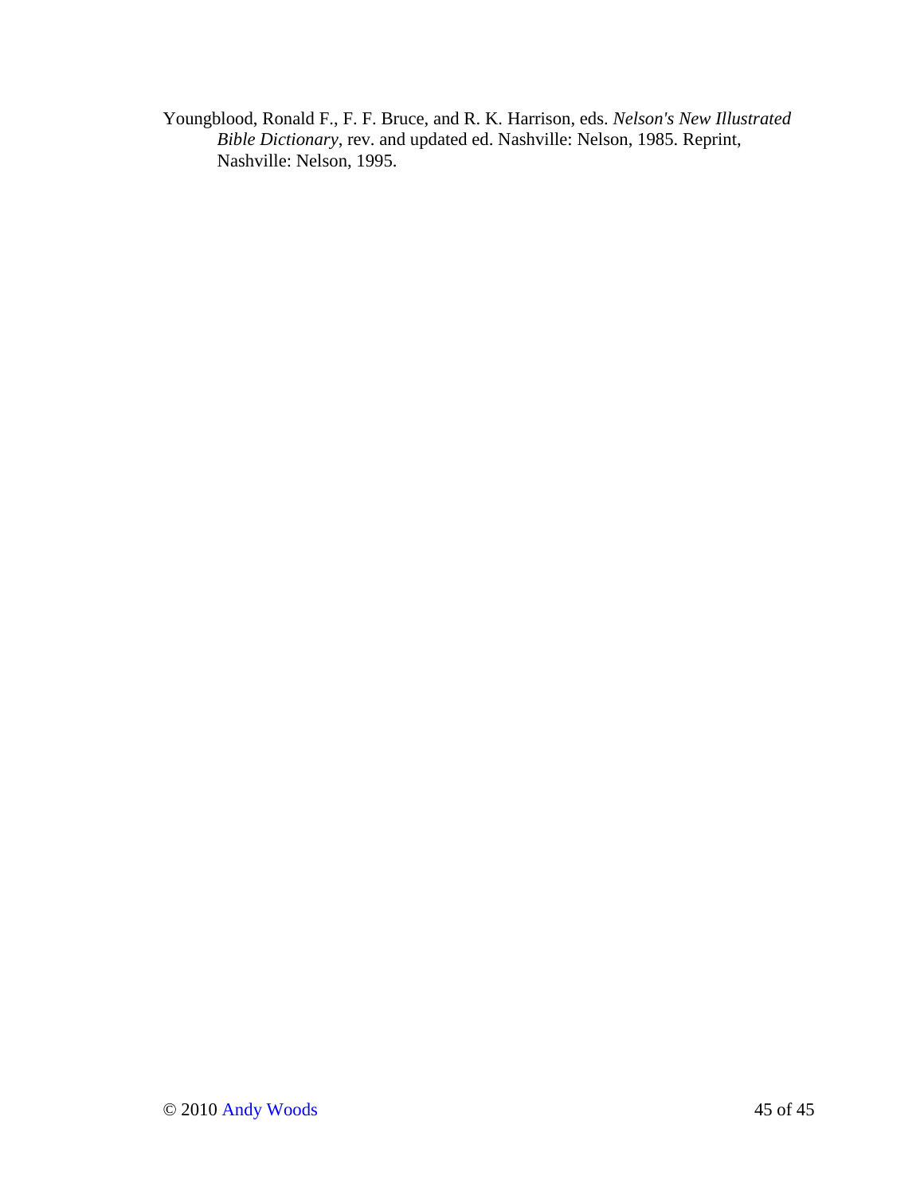Youngblood, Ronald F., F. F. Bruce, and R. K. Harrison, eds. *Nelson's New Illustrated Bible Dictionary*, rev. and updated ed. Nashville: Nelson, 1985. Reprint, Nashville: Nelson, 1995.